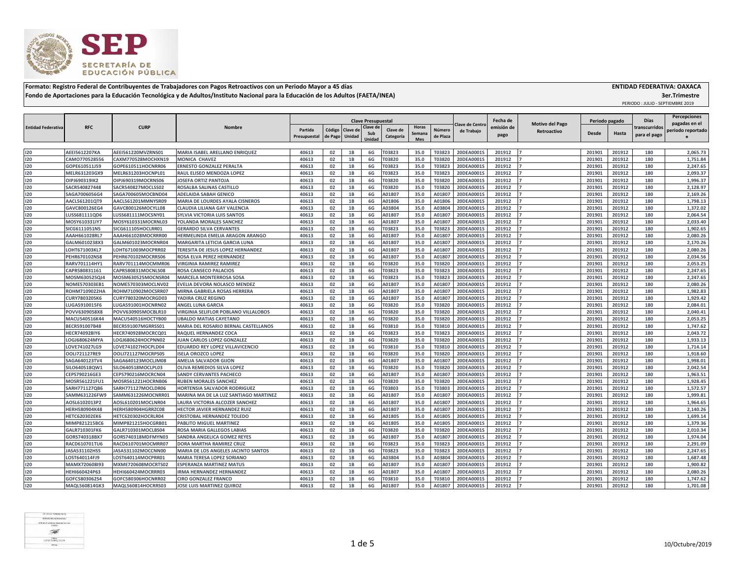**Formato: Registro Federal de Contribuyentes de Trabajadores con Pagos Retroactivos con un Periodo Mayor a 45 días**

**Fondo de Aportaciones para la Educación Tecnológica y de Adultos/Instituto Nacional para la Educación de los Adultos (FAETA/INEA)**

**ENTIDAD FEDERATIVA: OAXACA**

**3er.Trimestre**

PERIODO : JULIO - SEPTIEMBRE 2019

| Entidad Federativa | RFC | CURP | Nombre | Clave Presupuestal | | | | | | | Clave de Centro de Trabajo | Fecha de emisión de pago | Motivo del Pago Retroactivo | Periodo pagado | | Días transcurridos para el pago | Percepciones pagadas en el periodo reportado * |
|---|---|---|---|---|---|---|---|---|---|---|---|---|---|---|---|---|---|
| | | | | Partida Presupuestal | Código de Pago | Clave de Unidad | Clave de Sub Unidad | Clave de Categoría | Horas Semana Mes | Número de Plaza | | | | Desde | Hasta | | |
| I20 | AEEI5612207KA | AEEI561220MVZRNS01 | MARIA ISABEL ARELLANO ENRIQUEZ | 40613 | 02 | 1B | 6G | T03823 | 35.0 | T03823 | 20DEA0001S | 201912 | 7 | 201901 | 201912 | 180 | 2,065.73 |
| I20 | CAMO770528556 | CAXM770528MOCHXN19 | MONICA CHAVEZ | 40613 | 02 | 1B | 6G | T03820 | 35.0 | T03820 | 20DEA0001S | 201912 | 7 | 201901 | 201912 | 180 | 1,751.84 |
| I20 | GOPE610511J59 | GOPE610511HOCNRR06 | ERNESTO GONZALEZ PERALTA | 40613 | 02 | 1B | 6G | T03823 | 35.0 | T03823 | 20DEA0001S | 201912 | 7 | 201901 | 201912 | 180 | 2,247.65 |
| I20 | MELR631203GX9 | MELR631203HOCNPL01 | RAUL ELISEO MENDOZA LOPEZ | 40613 | 02 | 1B | 6G | T03823 | 35.0 | T03823 | 20DEA0001S | 201912 | 7 | 201901 | 201912 | 180 | 2,093.37 |
| I20 | OIPJ690319IK2 | OIPJ690319MOCRNS06 | JOSEFA ORTIZ PANTOJA | 40613 | 02 | 1B | 6G | T03820 | 35.0 | T03820 | 20DEA0001S | 201912 | 7 | 201901 | 201912 | 180 | 1,996.37 |
| I20 | SACR540827448 | SACR540827MOCLSS02 | ROSALBA SALINAS CASTILLO | 40613 | 02 | 1B | 6G | T03820 | 35.0 | T03820 | 20DEA0001S | 201912 | 7 | 201901 | 201912 | 180 | 2,128.97 |
| I20 | SAGA7006056G4 | SAGA700605MOCBND04 | ADELAIDA SABAH GENICO | 40613 | 02 | 1B | 6G | A01807 | 35.0 | A01807 | 20DEA0001S | 201912 | 7 | 201901 | 201912 | 180 | 2,169.26 |
| I20 | AACL561201QT9 | AACL561201MMNYSR09 | MARIA DE LOURDES AYALA CISNEROS | 40613 | 02 | 1B | 6G | A01806 | 35.0 | A01806 | 20DEA0001S | 201912 | 7 | 201901 | 201912 | 180 | 1,798.13 |
| I20 | GAVC800126EG4 | GAVC800126MOCYLL08 | CLAUDIA LILIANA GAY VALENCIA | 40613 | 02 | 1B | 6G | A03804 | 35.0 | A03804 | 20DEA0001S | 201912 | 7 | 201901 | 201912 | 180 | 1,372.02 |
| I20 | LUSS681111QD6 | LUSS681111MOCSNY01 | SYLVIA VICTORIA LUIS SANTOS | 40613 | 02 | 1B | 6G | A01807 | 35.0 | A01807 | 20DEA0001S | 201912 | 7 | 201901 | 201912 | 180 | 2,064.54 |
| I20 | MOSY610331IY7 | MOSY610331MOCRNL03 | YOLANDA MORALES SANCHEZ | 40613 | 02 | 1B | 6G | A01807 | 35.0 | A01807 | 20DEA0001S | 201912 | 7 | 201901 | 201912 | 180 | 2,033.40 |
| I20 | SICG6111051N5 | SICG611105HOCLRR01 | GERARDO SILVA CERVANTES | 40613 | 02 | 1B | 6G | T03823 | 35.0 | T03823 | 20DEA0001S | 201912 | 7 | 201901 | 201912 | 180 | 1,902.65 |
| I20 | AAAH661028RL7 | AAAH661028MOCRRR00 | HERMELINDA EMELIA ARAGON ARANGO | 40613 | 02 | 1B | 6G | A01807 | 35.0 | A01807 | 20DEA0001S | 201912 | 7 | 201901 | 201912 | 180 | 2,080.26 |
| I20 | GALM6010238X3 | GALM601023MOCRNR04 | MARGARITA LETICIA GARCIA LUNA | 40613 | 02 | 1B | 6G | A01807 | 35.0 | A01807 | 20DEA0001S | 201912 | 7 | 201901 | 201912 | 180 | 2,170.26 |
| I20 | LOHT671003KL7 | LOHT671003MOCPRR02 | TERESITA DE JESUS LOPEZ HERNANDEZ | 40613 | 02 | 1B | 6G | A01807 | 35.0 | A01807 | 20DEA0001S | 201912 | 7 | 201901 | 201912 | 180 | 2,080.26 |
| I20 | PEHR670102NS8 | PEHR670102MOCRRS06 | ROSA ELVA PEREZ HERNANDEZ | 40613 | 02 | 1B | 6G | A01807 | 35.0 | A01807 | 20DEA0001S | 201912 | 7 | 201901 | 201912 | 180 | 2,034.56 |
| I20 | RARV701114HY1 | RARV701114MOCMMR06 | VIRGINIA RAMIREZ RAMIREZ | 40613 | 02 | 1B | 6G | T03820 | 35.0 | T03820 | 20DEA0001S | 201912 | 7 | 201901 | 201912 | 180 | 2,053.25 |
| I20 | CAPR580831161 | CAPR580831MOCNLS08 | ROSA CANSECO PALACIOS | 40613 | 02 | 1B | 6G | T03823 | 35.0 | T03823 | 20DEA0001S | 201912 | 7 | 201901 | 201912 | 180 | 2,247.65 |
| I20 | MOSM630525QJ4 | MOSM630525MOCNSR04 | MARCELA MONTERROSA SOSA | 40613 | 02 | 1B | 6G | T03823 | 35.0 | T03823 | 20DEA0001S | 201912 | 7 | 201901 | 201912 | 180 | 2,247.65 |
| I20 | NOME570303EB1 | NOME570303MOCLNV02 | EVELIA DEVORA NOLASCO MENDEZ | 40613 | 02 | 1B | 6G | A01807 | 35.0 | A01807 | 20DEA0001S | 201912 | 7 | 201901 | 201912 | 180 | 2,080.26 |
| I20 | ROHM7109022HA | ROHM710902MOCSRR07 | MIRNA GABRIELA ROSAS HERRERA | 40613 | 02 | 1B | 6G | A01807 | 35.0 | A01807 | 20DEA0001S | 201912 | 7 | 201901 | 201912 | 180 | 1,982.83 |
| I20 | CURY780320SK6 | CURY780320MOCRGD03 | YADIRA CRUZ REGINO | 40613 | 02 | 1B | 6G | A01807 | 35.0 | A01807 | 20DEA0001S | 201912 | 7 | 201901 | 201912 | 180 | 1,929.42 |
| I20 | LUGA5910015F6 | LUGA591001HOCNRN02 | ANGEL LUNA GARCIA | 40613 | 02 | 1B | 6G | T03820 | 35.0 | T03820 | 20DEA0001S | 201912 | 7 | 201901 | 201912 | 180 | 2,084.01 |
| I20 | POVV6309058X8 | POVV630905MOCBLR10 | VIRGINIA SELIFLOR POBLANO VILLALOBOS | 40613 | 02 | 1B | 6G | T03820 | 35.0 | T03820 | 20DEA0001S | 201912 | 7 | 201901 | 201912 | 180 | 2,040.41 |
| I20 | MACU540516K44 | MACU540516HOCTYB00 | UBALDO MATIAS CAYETANO | 40613 | 02 | 1B | 6G | T03820 | 35.0 | T03820 | 20DEA0001S | 201912 | 7 | 201901 | 201912 | 180 | 2,053.25 |
| I20 | BECR591007B48 | BECR591007MGRRSS01 | MARIA DEL ROSARIO BERNAL CASTELLANOS | 40613 | 02 | 1B | 6G | T03810 | 35.0 | T03810 | 20DEA0001S | 201912 | 7 | 201901 | 201912 | 180 | 1,747.62 |
| I20 | HECR740928IY6 | HECR740928MOCRCQ01 | RAQUEL HERNANDEZ COCA | 40613 | 02 | 1B | 6G | T03823 | 35.0 | T03823 | 20DEA0001S | 201912 | 7 | 201901 | 201912 | 180 | 2,043.72 |
| I20 | LOGJ680624MYA | LOGJ680624HOCPNN02 | JUAN CARLOS LOPEZ GONZALEZ | 40613 | 02 | 1B | 6G | T03820 | 35.0 | T03820 | 20DEA0001S | 201912 | 7 | 201901 | 201912 | 180 | 1,933.13 |
| I20 | LOVE741027LG9 | LOVE741027HOCPLD04 | EDUARDO REY LOPEZ VILLAVICENCIO | 40613 | 02 | 1B | 6G | T03810 | 35.0 | T03810 | 20DEA0001S | 201912 | 7 | 201901 | 201912 | 180 | 1,714.14 |
| I20 | OOLI721127RE9 | OOLI721127MOCRPS05 | ISELA OROZCO LOPEZ | 40613 | 02 | 1B | 6G | T03820 | 35.0 | T03820 | 20DEA0001S | 201912 | 7 | 201901 | 201912 | 180 | 1,918.60 |
| I20 | SAGA640123TV4 | SAGA640123MOCLJM08 | AMELIA SALVADOR GIJON | 40613 | 02 | 1B | 6G | A01807 | 35.0 | A01807 | 20DEA0001S | 201912 | 7 | 201901 | 201912 | 180 | 1,998.01 |
| I20 | SILO640518QW1 | SILO640518MOCLPL03 | OLIVA REMEDIOS SILVA LOPEZ | 40613 | 02 | 1B | 6G | T03820 | 35.0 | T03820 | 20DEA0001S | 201912 | 7 | 201901 | 201912 | 180 | 2,042.54 |
| I20 | CEPS790216GE3 | CEPS790216MOCRCN04 | SANDY CERVANTES PACHECO | 40613 | 02 | 1B | 6G | A01807 | 35.0 | A01807 | 20DEA0001S | 201912 | 7 | 201901 | 201912 | 180 | 1,963.51 |
| I20 | MOSR561221FU1 | MOSR561221HOCRNB06 | RUBEN MORALES SANCHEZ | 40613 | 02 | 1B | 6G | T03820 | 35.0 | T03820 | 20DEA0001S | 201912 | 7 | 201901 | 201912 | 180 | 1,928.45 |
| I20 | SARH771127QB6 | SARH771127MOCLDR06 | HORTENSIA SALVADOR RODRIGUEZ | 40613 | 02 | 1B | 6G | T03803 | 35.0 | T03803 | 20DEA0001S | 201912 | 7 | 201901 | 201912 | 180 | 1,572.57 |
| I20 | SAMM631226FW9 | SAMM631226MOCNRR01 | MARINA MA DE LA LUZ SANTIAGO MARTINEZ | 40613 | 02 | 1B | 6G | A01807 | 35.0 | A01807 | 20DEA0001S | 201912 | 7 | 201901 | 201912 | 180 | 1,999.81 |
| I20 | AOSL6102013P2 | AOSL610201MOCLNR04 | LAURA VICTORIA ALCOZER SANCHEZ | 40613 | 02 | 1B | 6G | A01807 | 35.0 | A01807 | 20DEA0001S | 201912 | 7 | 201901 | 201912 | 180 | 1,964.65 |
| I20 | HERH580904K48 | HERH580904HGRRZC08 | HECTOR JAVIER HERNANDEZ RUIZ | 40613 | 02 | 1B | 6G | A01807 | 35.0 | A01807 | 20DEA0001S | 201912 | 7 | 201901 | 201912 | 180 | 2,140.26 |
| I20 | HETC620302EK6 | HETC620302HOCRLR04 | CRISTOBAL HERNANDEZ TOLEDO | 40613 | 02 | 1B | 6G | A01805 | 35.0 | A01805 | 20DEA0001S | 201912 | 7 | 201901 | 201912 | 180 | 1,699.14 |
| I20 | MIMP821215BC6 | MIMP821215HOCGRB01 | PABLITO MIGUEL MARTINEZ | 40613 | 02 | 1B | 6G | A01805 | 35.0 | A01805 | 20DEA0001S | 201912 | 7 | 201901 | 201912 | 180 | 1,379.36 |
| I20 | GALR710301FK6 | GALR710301MOCLBS04 | ROSA MARIA GALLEGOS LABIAS | 40613 | 02 | 1B | 6G | T03820 | 35.0 | T03820 | 20DEA0001S | 201912 | 7 | 201901 | 201912 | 180 | 2,010.34 |
| I20 | GORS740318BX7 | GORS740318MDFMYN03 | SANDRA ANGELICA GOMEZ REYES | 40613 | 02 | 1B | 6G | A01807 | 35.0 | A01807 | 20DEA0001S | 201912 | 7 | 201901 | 201912 | 180 | 1,974.04 |
| I20 | RACD610701TU6 | RACD610701MOCMRR07 | DORA MARTHA RAMIREZ CRUZ | 40613 | 02 | 1B | 6G | T03823 | 35.0 | T03823 | 20DEA0001S | 201912 | 7 | 201901 | 201912 | 180 | 2,291.09 |
| I20 | JASA531102HS5 | JASA531102MOCCNN00 | MARIA DE LOS ANGELES JACINTO SANTOS | 40613 | 02 | 1B | 6G | T03823 | 35.0 | T03823 | 20DEA0001S | 201912 | 7 | 201901 | 201912 | 180 | 2,247.65 |
| I20 | LOST640114FJ9 | LOST640114MOCPRR01 | MARIA TERESA LOPEZ SORIANO | 40613 | 02 | 1B | 6G | A03804 | 35.0 | A03804 | 20DEA0001S | 201912 | 7 | 201901 | 201912 | 180 | 1,687.48 |
| I20 | MAMX720608I93 | MXME720608MOCRTS02 | ESPERANZA MARTINEZ MATUS | 40613 | 02 | 1B | 6G | A01807 | 35.0 | A01807 | 20DEA0001S | 201912 | 7 | 201901 | 201912 | 180 | 1,900.82 |
| I20 | HEHI660424P63 | HEHI660424MOCRRR03 | IRMA HERNANDEZ HERNANDEZ | 40613 | 02 | 1B | 6G | A01807 | 35.0 | A01807 | 20DEA0001S | 201912 | 7 | 201901 | 201912 | 180 | 2,080.26 |
| I20 | GOFC5803062S4 | GOFC580306HOCNRR02 | CIRO GONZALEZ FRANCO | 40613 | 02 | 1B | 6G | T03810 | 35.0 | T03810 | 20DEA0001S | 201912 | 7 | 201901 | 201912 | 180 | 1,747.62 |
| I20 | MAQL560814GK3 | MAQL560814HOCRRS03 | JOSE LUIS MARTINEZ QUIROZ | 40613 | 02 | 1B | 6G | A01807 | 35.0 | A01807 | 20DEA0001S | 201912 | 7 | 201901 | 201912 | 180 | 1,701.08 |

10/Octubre/2019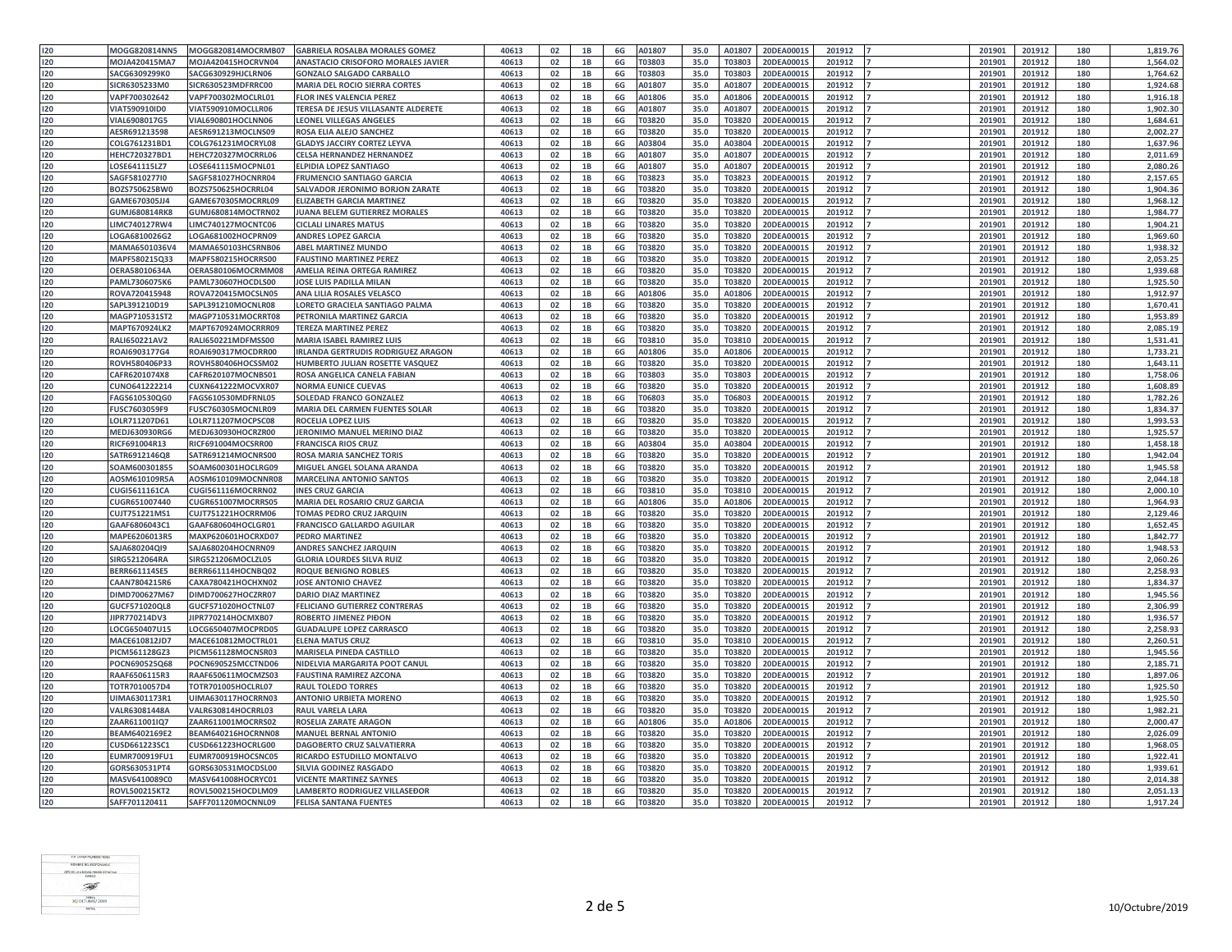| | | | | | | | | | | | | | | | | | | |
|---|---|---|---|---|---|---|---|---|---|---|---|---|---|---|---|---|---|---|
| I20 | MOGG820814NN5 | MOGG820814MOCRMB07 | GABRIELA ROSALBA MORALES GOMEZ | 40613 | 02 | 1B | 6G | A01807 | 35.0 | A01807 | 20DEA0001S | 201912 | 7 | | 201901 | 201912 | 180 | 1,819.76 |
| I20 | MOJA420415MA7 | MOJA420415HOCRVN04 | ANASTACIO CRISOFORO MORALES JAVIER | 40613 | 02 | 1B | 6G | T03803 | 35.0 | T03803 | 20DEA0001S | 201912 | 7 | | 201901 | 201912 | 180 | 1,564.02 |
| I20 | SACG630929HK0 | SACG630929HJCLRN06 | GONZALO SALGADO CARBALLO | 40613 | 02 | 1B | 6G | T03803 | 35.0 | T03803 | 20DEA0001S | 201912 | 7 | | 201901 | 201912 | 180 | 1,764.62 |
| I20 | SICR6305233M0 | SICR630523MDFRRC00 | MARIA DEL ROCIO SIERRA CORTES | 40613 | 02 | 1B | 6G | A01807 | 35.0 | A01807 | 20DEA0001S | 201912 | 7 | | 201901 | 201912 | 180 | 1,924.68 |
| I20 | VAPF700302642 | VAPF700302MOCLRL01 | FLOR INES VALENCIA PEREZ | 40613 | 02 | 1B | 6G | A01806 | 35.0 | A01806 | 20DEA0001S | 201912 | 7 | | 201901 | 201912 | 180 | 1,916.18 |
| I20 | VIAT590910ID0 | VIAT590910MOCLLR06 | TERESA DE JESUS VILLASANTE ALDERETE | 40613 | 02 | 1B | 6G | A01807 | 35.0 | A01807 | 20DEA0001S | 201912 | 7 | | 201901 | 201912 | 180 | 1,902.30 |
| I20 | VIAL6908017G5 | VIAL690801HOCLNN06 | LEONEL VILLEGAS ANGELES | 40613 | 02 | 1B | 6G | T03820 | 35.0 | T03820 | 20DEA0001S | 201912 | 7 | | 201901 | 201912 | 180 | 1,684.61 |
| I20 | AESR691213598 | AESR691213MOCLNS09 | ROSA ELIA ALEJO SANCHEZ | 40613 | 02 | 1B | 6G | T03820 | 35.0 | T03820 | 20DEA0001S | 201912 | 7 | | 201901 | 201912 | 180 | 2,002.27 |
| I20 | COLG761231BD1 | COLG761231MOCRYL08 | GLADYS JACCIRY CORTEZ LEYVA | 40613 | 02 | 1B | 6G | A03804 | 35.0 | A03804 | 20DEA0001S | 201912 | 7 | | 201901 | 201912 | 180 | 1,637.96 |
| I20 | HEHC720327BD1 | HEHC720327MOCRRL06 | CELSA HERNANDEZ HERNANDEZ | 40613 | 02 | 1B | 6G | A01807 | 35.0 | A01807 | 20DEA0001S | 201912 | 7 | | 201901 | 201912 | 180 | 2,011.69 |
| I20 | LOSE641115LZ7 | LOSE641115MOCPNL01 | ELPIDIA LOPEZ SANTIAGO | 40613 | 02 | 1B | 6G | A01807 | 35.0 | A01807 | 20DEA0001S | 201912 | 7 | | 201901 | 201912 | 180 | 2,080.26 |
| I20 | SAGF581027I0 | SAGF581027HOCNRR04 | FRUMENCIO SANTIAGO GARCIA | 40613 | 02 | 1B | 6G | T03823 | 35.0 | T03823 | 20DEA0001S | 201912 | 7 | | 201901 | 201912 | 180 | 2,157.65 |
| I20 | BOZS750625BW0 | BOZS750625HOCRRL04 | SALVADOR JERONIMO BORJON ZARATE | 40613 | 02 | 1B | 6G | T03820 | 35.0 | T03820 | 20DEA0001S | 201912 | 7 | | 201901 | 201912 | 180 | 1,904.36 |
| I20 | GAME670305JJ4 | GAME670305MOCRRL09 | ELIZABETH GARCIA MARTINEZ | 40613 | 02 | 1B | 6G | T03820 | 35.0 | T03820 | 20DEA0001S | 201912 | 7 | | 201901 | 201912 | 180 | 1,968.12 |
| I20 | GUMJ680814RK8 | GUMJ680814MOCTRN02 | JUANA BELEM GUTIERREZ MORALES | 40613 | 02 | 1B | 6G | T03820 | 35.0 | T03820 | 20DEA0001S | 201912 | 7 | | 201901 | 201912 | 180 | 1,984.77 |
| I20 | LIMC740127RW4 | LIMC740127MOCNTC06 | CICLALI LINARES MATUS | 40613 | 02 | 1B | 6G | T03820 | 35.0 | T03820 | 20DEA0001S | 201912 | 7 | | 201901 | 201912 | 180 | 1,904.21 |
| I20 | LOGA6810026G2 | LOGA681002HOCPRN09 | ANDRES LOPEZ GARCIA | 40613 | 02 | 1B | 6G | T03820 | 35.0 | T03820 | 20DEA0001S | 201912 | 7 | | 201901 | 201912 | 180 | 1,969.60 |
| I20 | MAMA6501036V4 | MAMA650103HCSRNB06 | ABEL MARTINEZ MUNDO | 40613 | 02 | 1B | 6G | T03820 | 35.0 | T03820 | 20DEA0001S | 201912 | 7 | | 201901 | 201912 | 180 | 1,938.32 |
| I20 | MAPF580215Q33 | MAPF580215HOCRRS00 | FAUSTINO MARTINEZ PEREZ | 40613 | 02 | 1B | 6G | T03820 | 35.0 | T03820 | 20DEA0001S | 201912 | 7 | | 201901 | 201912 | 180 | 2,053.25 |
| I20 | OERA58010634A | OERA580106MOCRMM08 | AMELIA REINA ORTEGA RAMIREZ | 40613 | 02 | 1B | 6G | T03820 | 35.0 | T03820 | 20DEA0001S | 201912 | 7 | | 201901 | 201912 | 180 | 1,939.68 |
| I20 | PAML7306075K6 | PAML730607HOCDLS00 | JOSE LUIS PADILLA MILAN | 40613 | 02 | 1B | 6G | T03820 | 35.0 | T03820 | 20DEA0001S | 201912 | 7 | | 201901 | 201912 | 180 | 1,925.50 |
| I20 | ROVA720415948 | ROVA720415MOCSLN05 | ANA LILIA ROSALES VELASCO | 40613 | 02 | 1B | 6G | A01806 | 35.0 | A01806 | 20DEA0001S | 201912 | 7 | | 201901 | 201912 | 180 | 1,912.97 |
| I20 | SAPL391210D19 | SAPL391210MOCNLR08 | LORETO GRACIELA SANTIAGO PALMA | 40613 | 02 | 1B | 6G | T03820 | 35.0 | T03820 | 20DEA0001S | 201912 | 7 | | 201901 | 201912 | 180 | 1,670.41 |
| I20 | MAGP710531ST2 | MAGP710531MOCRRT08 | PETRONILA MARTINEZ GARCIA | 40613 | 02 | 1B | 6G | T03820 | 35.0 | T03820 | 20DEA0001S | 201912 | 7 | | 201901 | 201912 | 180 | 1,953.89 |
| I20 | MAPT670924LK2 | MAPT670924MOCRRR09 | TEREZA MARTINEZ PEREZ | 40613 | 02 | 1B | 6G | T03820 | 35.0 | T03820 | 20DEA0001S | 201912 | 7 | | 201901 | 201912 | 180 | 2,085.19 |
| I20 | RALI650221AV2 | RALI650221MDFMSS00 | MARIA ISABEL RAMIREZ LUIS | 40613 | 02 | 1B | 6G | T03810 | 35.0 | T03810 | 20DEA0001S | 201912 | 7 | | 201901 | 201912 | 180 | 1,531.41 |
| I20 | ROAI6903177G4 | ROAI690317MOCDRR00 | IRLANDA GERTRUDIS RODRIGUEZ ARAGON | 40613 | 02 | 1B | 6G | A01806 | 35.0 | A01806 | 20DEA0001S | 201912 | 7 | | 201901 | 201912 | 180 | 1,733.21 |
| I20 | ROVH580406P33 | ROVH580406HOCSSM02 | HUMBERTO JULIAN ROSETTE VASQUEZ | 40613 | 02 | 1B | 6G | T03820 | 35.0 | T03820 | 20DEA0001S | 201912 | 7 | | 201901 | 201912 | 180 | 1,643.11 |
| I20 | CAFR6201074X8 | CAFR620107MOCNBS01 | ROSA ANGELICA CANELA FABIAN | 40613 | 02 | 1B | 6G | T03803 | 35.0 | T03803 | 20DEA0001S | 201912 | 7 | | 201901 | 201912 | 180 | 1,758.06 |
| I20 | CUNO641222214 | CUXN641222MOCVXR07 | NORMA EUNICE CUEVAS | 40613 | 02 | 1B | 6G | T03820 | 35.0 | T03820 | 20DEA0001S | 201912 | 7 | | 201901 | 201912 | 180 | 1,608.89 |
| I20 | FAGS610530QG0 | FAGS610530MDFRNL05 | SOLEDAD FRANCO GONZALEZ | 40613 | 02 | 1B | 6G | T06803 | 35.0 | T06803 | 20DEA0001S | 201912 | 7 | | 201901 | 201912 | 180 | 1,782.26 |
| I20 | FUSC7603059F9 | FUSC760305MOCNLR09 | MARIA DEL CARMEN FUENTES SOLAR | 40613 | 02 | 1B | 6G | T03820 | 35.0 | T03820 | 20DEA0001S | 201912 | 7 | | 201901 | 201912 | 180 | 1,834.37 |
| I20 | LOLR711207D61 | LOLR711207MOCPSC08 | ROCELIA LOPEZ LUIS | 40613 | 02 | 1B | 6G | T03820 | 35.0 | T03820 | 20DEA0001S | 201912 | 7 | | 201901 | 201912 | 180 | 1,993.53 |
| I20 | MEDJ630930RG6 | MEDJ630930HOCRZR00 | JERONIMO MANUEL MERINO DIAZ | 40613 | 02 | 1B | 6G | T03820 | 35.0 | T03820 | 20DEA0001S | 201912 | 7 | | 201901 | 201912 | 180 | 1,925.57 |
| I20 | RICF691004R13 | RICF691004MOCSRR00 | FRANCISCA RIOS CRUZ | 40613 | 02 | 1B | 6G | A03804 | 35.0 | A03804 | 20DEA0001S | 201912 | 7 | | 201901 | 201912 | 180 | 1,458.18 |
| I20 | SATR6912146Q8 | SATR691214MOCNRS00 | ROSA MARIA SANCHEZ TORIS | 40613 | 02 | 1B | 6G | T03820 | 35.0 | T03820 | 20DEA0001S | 201912 | 7 | | 201901 | 201912 | 180 | 1,942.04 |
| I20 | SOAM600301855 | SOAM600301HOCLRG09 | MIGUEL ANGEL SOLANA ARANDA | 40613 | 02 | 1B | 6G | T03820 | 35.0 | T03820 | 20DEA0001S | 201912 | 7 | | 201901 | 201912 | 180 | 1,945.58 |
| I20 | AOSM610109R5A | AOSM610109MOCNNR08 | MARCELINA ANTONIO SANTOS | 40613 | 02 | 1B | 6G | T03820 | 35.0 | T03820 | 20DEA0001S | 201912 | 7 | | 201901 | 201912 | 180 | 2,044.18 |
| I20 | CUGI5611161CA | CUGI561116MOCRRN02 | INES CRUZ GARCIA | 40613 | 02 | 1B | 6G | T03810 | 35.0 | T03810 | 20DEA0001S | 201912 | 7 | | 201901 | 201912 | 180 | 2,000.10 |
| I20 | CUGR651007440 | CUGR651007MOCRRS05 | MARIA DEL ROSARIO CRUZ GARCIA | 40613 | 02 | 1B | 6G | A01806 | 35.0 | A01806 | 20DEA0001S | 201912 | 7 | | 201901 | 201912 | 180 | 1,964.93 |
| I20 | CUJT751221MS1 | CUJT751221HOCRRM06 | TOMAS PEDRO CRUZ JARQUIN | 40613 | 02 | 1B | 6G | T03820 | 35.0 | T03820 | 20DEA0001S | 201912 | 7 | | 201901 | 201912 | 180 | 2,129.46 |
| I20 | GAAF6806043C1 | GAAF680604HOCLGR01 | FRANCISCO GALLARDO AGUILAR | 40613 | 02 | 1B | 6G | T03820 | 35.0 | T03820 | 20DEA0001S | 201912 | 7 | | 201901 | 201912 | 180 | 1,652.45 |
| I20 | MAPE6206013R5 | MAXP620601HOCRXD07 | PEDRO MARTINEZ | 40613 | 02 | 1B | 6G | T03820 | 35.0 | T03820 | 20DEA0001S | 201912 | 7 | | 201901 | 201912 | 180 | 1,842.77 |
| I20 | SAJA680204QI9 | SAJA680204HOCNRN09 | ANDRES SANCHEZ JARQUIN | 40613 | 02 | 1B | 6G | T03820 | 35.0 | T03820 | 20DEA0001S | 201912 | 7 | | 201901 | 201912 | 180 | 1,948.53 |
| I20 | SIRG5212064RA | SIRG521206MOCLZL05 | GLORIA LOURDES SILVA RUIZ | 40613 | 02 | 1B | 6G | T03820 | 35.0 | T03820 | 20DEA0001S | 201912 | 7 | | 201901 | 201912 | 180 | 2,060.26 |
| I20 | BERR661114SE5 | BERR661114HOCNBQ02 | ROQUE BENIGNO ROBLES | 40613 | 02 | 1B | 6G | T03820 | 35.0 | T03820 | 20DEA0001S | 201912 | 7 | | 201901 | 201912 | 180 | 2,258.93 |
| I20 | CAAN7804215R6 | CAXA780421HOCHXN02 | JOSE ANTONIO CHAVEZ | 40613 | 02 | 1B | 6G | T03820 | 35.0 | T03820 | 20DEA0001S | 201912 | 7 | | 201901 | 201912 | 180 | 1,834.37 |
| I20 | DIMD700627M67 | DIMD700627HOCZRR07 | DARIO DIAZ MARTINEZ | 40613 | 02 | 1B | 6G | T03820 | 35.0 | T03820 | 20DEA0001S | 201912 | 7 | | 201901 | 201912 | 180 | 1,945.56 |
| I20 | GUCF571020QL8 | GUCF571020HOCTNL07 | FELICIANO GUTIERREZ CONTRERAS | 40613 | 02 | 1B | 6G | T03820 | 35.0 | T03820 | 20DEA0001S | 201912 | 7 | | 201901 | 201912 | 180 | 2,306.99 |
| I20 | JIPR770214DV3 | JIPR770214HOCMXB07 | ROBERTO JIMENEZ PIÐON | 40613 | 02 | 1B | 6G | T03820 | 35.0 | T03820 | 20DEA0001S | 201912 | 7 | | 201901 | 201912 | 180 | 1,936.57 |
| I20 | LOCG650407U15 | LOCG650407MOCPRD05 | GUADALUPE LOPEZ CARRASCO | 40613 | 02 | 1B | 6G | T03820 | 35.0 | T03820 | 20DEA0001S | 201912 | 7 | | 201901 | 201912 | 180 | 2,258.93 |
| I20 | MACE610812JD7 | MACE610812MOCTRL01 | ELENA MATUS CRUZ | 40613 | 02 | 1B | 6G | T03810 | 35.0 | T03810 | 20DEA0001S | 201912 | 7 | | 201901 | 201912 | 180 | 2,260.51 |
| I20 | PICM561128GZ3 | PICM561128MOCNSR03 | MARISELA PINEDA CASTILLO | 40613 | 02 | 1B | 6G | T03820 | 35.0 | T03820 | 20DEA0001S | 201912 | 7 | | 201901 | 201912 | 180 | 1,945.56 |
| I20 | POCN690525Q68 | POCN690525MCCTND06 | NIDELVIA MARGARITA POOT CANUL | 40613 | 02 | 1B | 6G | T03820 | 35.0 | T03820 | 20DEA0001S | 201912 | 7 | | 201901 | 201912 | 180 | 2,185.71 |
| I20 | RAAF6506115R3 | RAAF650611MOCMZS03 | FAUSTINA RAMIREZ AZCONA | 40613 | 02 | 1B | 6G | T03820 | 35.0 | T03820 | 20DEA0001S | 201912 | 7 | | 201901 | 201912 | 180 | 1,897.06 |
| I20 | TOTR7010057D4 | TOTR701005HOCLRL07 | RAUL TOLEDO TORRES | 40613 | 02 | 1B | 6G | T03820 | 35.0 | T03820 | 20DEA0001S | 201912 | 7 | | 201901 | 201912 | 180 | 1,925.50 |
| I20 | UIMA6301173R1 | UIMA630117HOCRRN03 | ANTONIO URBIETA MORENO | 40613 | 02 | 1B | 6G | T03820 | 35.0 | T03820 | 20DEA0001S | 201912 | 7 | | 201901 | 201912 | 180 | 1,925.50 |
| I20 | VALR63081448A | VALR630814HOCRRL03 | RAUL VARELA LARA | 40613 | 02 | 1B | 6G | T03820 | 35.0 | T03820 | 20DEA0001S | 201912 | 7 | | 201901 | 201912 | 180 | 1,982.21 |
| I20 | ZAAR611001IQ7 | ZAAR611001MOCRRS02 | ROSELIA ZARATE ARAGON | 40613 | 02 | 1B | 6G | A01806 | 35.0 | A01806 | 20DEA0001S | 201912 | 7 | | 201901 | 201912 | 180 | 2,000.47 |
| I20 | BEAM6402169E2 | BEAM640216HOCRNN08 | MANUEL BERNAL ANTONIO | 40613 | 02 | 1B | 6G | T03820 | 35.0 | T03820 | 20DEA0001S | 201912 | 7 | | 201901 | 201912 | 180 | 2,026.09 |
| I20 | CUSD661223SC1 | CUSD661223HOCRLG00 | DAGOBERTO CRUZ SALVATIERRA | 40613 | 02 | 1B | 6G | T03820 | 35.0 | T03820 | 20DEA0001S | 201912 | 7 | | 201901 | 201912 | 180 | 1,968.05 |
| I20 | EUMR700919FU1 | EUMR700919HOCSNC05 | RICARDO ESTUDILLO MONTALVO | 40613 | 02 | 1B | 6G | T03820 | 35.0 | T03820 | 20DEA0001S | 201912 | 7 | | 201901 | 201912 | 180 | 1,922.41 |
| I20 | GORS630531PT4 | GORS630531MOCDSL00 | SILVIA GODINEZ RASGADO | 40613 | 02 | 1B | 6G | T03820 | 35.0 | T03820 | 20DEA0001S | 201912 | 7 | | 201901 | 201912 | 180 | 1,939.61 |
| I20 | MASV6410089C0 | MASV641008HOCRYC01 | VICENTE MARTINEZ SAYNES | 40613 | 02 | 1B | 6G | T03820 | 35.0 | T03820 | 20DEA0001S | 201912 | 7 | | 201901 | 201912 | 180 | 2,014.38 |
| I20 | ROVL500215KT2 | ROVL500215HOCDLM09 | LAMBERTO RODRIGUEZ VILLASEÐOR | 40613 | 02 | 1B | 6G | T03820 | 35.0 | T03820 | 20DEA0001S | 201912 | 7 | | 201901 | 201912 | 180 | 2,051.13 |
| I20 | SAFF701120411 | SAFF701120MOCNNL09 | FELISA SANTANA FUENTES | 40613 | 02 | 1B | 6G | T03820 | 35.0 | T03820 | 20DEA0001S | 201912 | 7 | | 201901 | 201912 | 180 | 1,917.24 |

10/Octubre/2019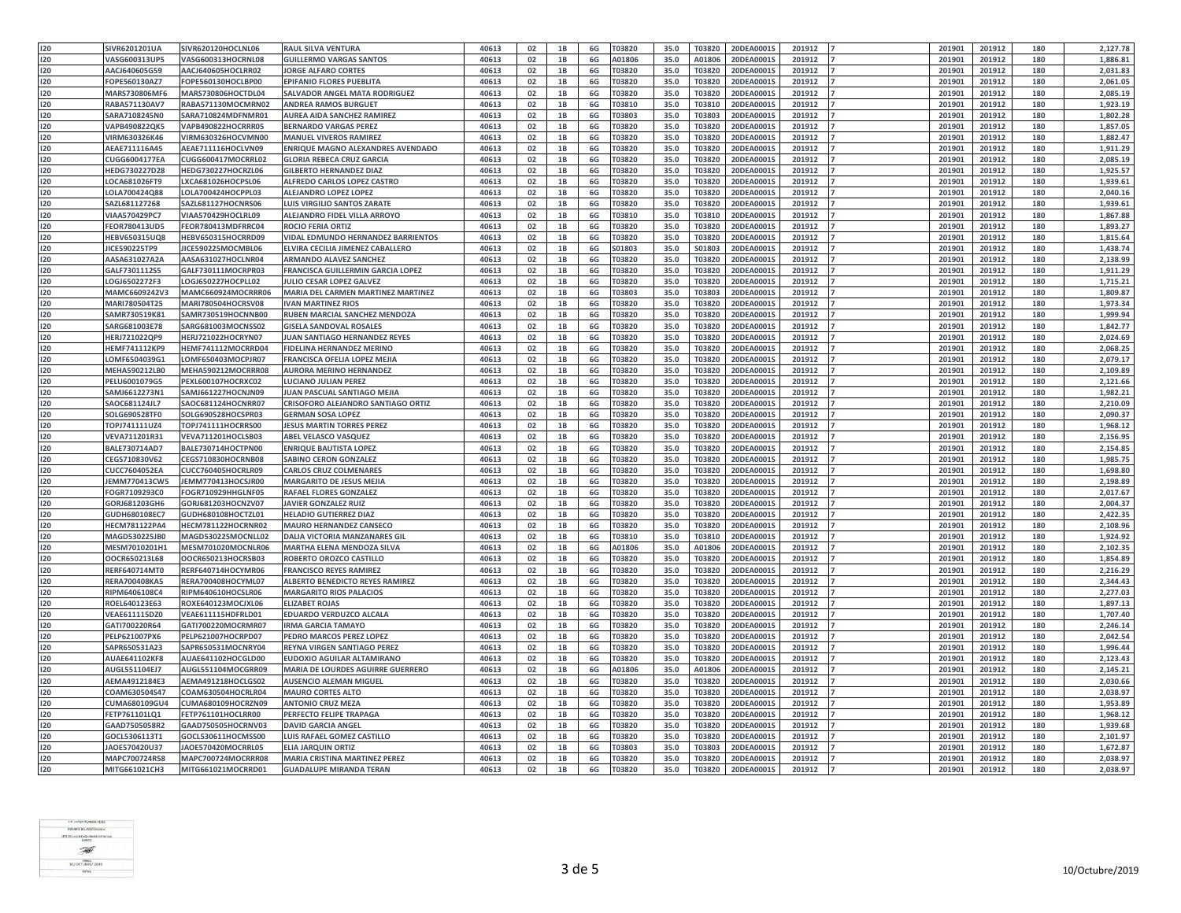| | | | | | | | | | | | | | | | | | |
|---|---|---|---|---|---|---|---|---|---|---|---|---|---|---|---|---|---|
| I20 | SIVR6201201UA | SIVR620120HOCLNL06 | RAUL SILVA VENTURA | 40613 | 02 | 1B | 6G | T03820 | 35.0 | T03820 | 20DEA0001S | 201912 | 7 | 201901 | 201912 | 180 | 2,127.78 |
| I20 | VASG600313UP5 | VASG600313HOCRNL08 | GUILLERMO VARGAS SANTOS | 40613 | 02 | 1B | 6G | A01806 | 35.0 | A01806 | 20DEA0001S | 201912 | 7 | 201901 | 201912 | 180 | 1,886.81 |
| I20 | AACJ640605G59 | AACJ640605HOCLRR02 | JORGE ALFARO CORTES | 40613 | 02 | 1B | 6G | T03820 | 35.0 | T03820 | 20DEA0001S | 201912 | 7 | 201901 | 201912 | 180 | 2,031.83 |
| I20 | FOPE560130AZ7 | FOPE560130HOCLBP00 | EPIFANIO FLORES PUEBLITA | 40613 | 02 | 1B | 6G | T03820 | 35.0 | T03820 | 20DEA0001S | 201912 | 7 | 201901 | 201912 | 180 | 2,061.05 |
| I20 | MARS730806MF6 | MARS730806HOCTDL04 | SALVADOR ANGEL MATA RODRIGUEZ | 40613 | 02 | 1B | 6G | T03820 | 35.0 | T03820 | 20DEA0001S | 201912 | 7 | 201901 | 201912 | 180 | 2,085.19 |
| I20 | RABA571130AV7 | RABA571130MOCMRN02 | ANDREA RAMOS BURGUET | 40613 | 02 | 1B | 6G | T03810 | 35.0 | T03810 | 20DEA0001S | 201912 | 7 | 201901 | 201912 | 180 | 1,923.19 |
| I20 | SARA7108245N0 | SARA710824MDFNMR01 | AUREA AIDA SANCHEZ RAMIREZ | 40613 | 02 | 1B | 6G | T03803 | 35.0 | T03803 | 20DEA0001S | 201912 | 7 | 201901 | 201912 | 180 | 1,802.28 |
| I20 | VAPB490822QK5 | VAPB490822HOCRRR05 | BERNARDO VARGAS PEREZ | 40613 | 02 | 1B | 6G | T03820 | 35.0 | T03820 | 20DEA0001S | 201912 | 7 | 201901 | 201912 | 180 | 1,857.05 |
| I20 | VIRM630326K46 | VIRM630326HOCVMN00 | MANUEL VIVEROS RAMIREZ | 40613 | 02 | 1B | 6G | T03820 | 35.0 | T03820 | 20DEA0001S | 201912 | 7 | 201901 | 201912 | 180 | 1,882.47 |
| I20 | AEAE711116A45 | AEAE711116HOCLVN09 | ENRIQUE MAGNO ALEXANDRES AVENDADO | 40613 | 02 | 1B | 6G | T03820 | 35.0 | T03820 | 20DEA0001S | 201912 | 7 | 201901 | 201912 | 180 | 1,911.29 |
| I20 | CUGG6004177EA | CUGG600417MOCRRL02 | GLORIA REBECA CRUZ GARCIA | 40613 | 02 | 1B | 6G | T03820 | 35.0 | T03820 | 20DEA0001S | 201912 | 7 | 201901 | 201912 | 180 | 2,085.19 |
| I20 | HEDG730227D28 | HEDG730227HOCRZL06 | GILBERTO HERNANDEZ DIAZ | 40613 | 02 | 1B | 6G | T03820 | 35.0 | T03820 | 20DEA0001S | 201912 | 7 | 201901 | 201912 | 180 | 1,925.57 |
| I20 | LOCA681026FT9 | LXCA681026HOCPSL06 | ALFREDO CARLOS LOPEZ CASTRO | 40613 | 02 | 1B | 6G | T03820 | 35.0 | T03820 | 20DEA0001S | 201912 | 7 | 201901 | 201912 | 180 | 1,939.61 |
| I20 | LOLA700424Q88 | LOLA700424HOCPPL03 | ALEJANDRO LOPEZ LOPEZ | 40613 | 02 | 1B | 6G | T03820 | 35.0 | T03820 | 20DEA0001S | 201912 | 7 | 201901 | 201912 | 180 | 2,040.16 |
| I20 | SAZL681127268 | SAZL681127HOCNRS06 | LUIS VIRGILIO SANTOS ZARATE | 40613 | 02 | 1B | 6G | T03820 | 35.0 | T03820 | 20DEA0001S | 201912 | 7 | 201901 | 201912 | 180 | 1,939.61 |
| I20 | VIAA570429PC7 | VIAA570429HOCLRL09 | ALEJANDRO FIDEL VILLA ARROYO | 40613 | 02 | 1B | 6G | T03810 | 35.0 | T03810 | 20DEA0001S | 201912 | 7 | 201901 | 201912 | 180 | 1,867.88 |
| I20 | FEOR780413UD5 | FEOR780413MDFRRC04 | ROCIO FERIA ORTIZ | 40613 | 02 | 1B | 6G | T03820 | 35.0 | T03820 | 20DEA0001S | 201912 | 7 | 201901 | 201912 | 180 | 1,893.27 |
| I20 | HEBV650315UQ8 | HEBV650315HOCRRD09 | VIDAL EDMUNDO HERNANDEZ BARRIENTOS | 40613 | 02 | 1B | 6G | T03820 | 35.0 | T03820 | 20DEA0001S | 201912 | 7 | 201901 | 201912 | 180 | 1,815.64 |
| I20 | JICE590225TP9 | JICE590225MOCMBL06 | ELVIRA CECILIA JIMENEZ CABALLERO | 40613 | 02 | 1B | 6G | S01803 | 35.0 | S01803 | 20DEA0001S | 201912 | 7 | 201901 | 201912 | 180 | 1,438.74 |
| I20 | AASA631027A2A | AASA631027HOCLNR04 | ARMANDO ALAVEZ SANCHEZ | 40613 | 02 | 1B | 6G | T03820 | 35.0 | T03820 | 20DEA0001S | 201912 | 7 | 201901 | 201912 | 180 | 2,138.99 |
| I20 | GALF7301112S5 | GALF730111MOCRPR03 | FRANCISCA GUILLERMIN GARCIA LOPEZ | 40613 | 02 | 1B | 6G | T03820 | 35.0 | T03820 | 20DEA0001S | 201912 | 7 | 201901 | 201912 | 180 | 1,911.29 |
| I20 | LOGJ6502272F3 | LOGJ650227HOCPLL02 | JULIO CESAR LOPEZ GALVEZ | 40613 | 02 | 1B | 6G | T03820 | 35.0 | T03820 | 20DEA0001S | 201912 | 7 | 201901 | 201912 | 180 | 1,715.21 |
| I20 | MAMC6609242V3 | MAMC660924MOCRRR06 | MARIA DEL CARMEN MARTINEZ MARTINEZ | 40613 | 02 | 1B | 6G | T03803 | 35.0 | T03803 | 20DEA0001S | 201912 | 7 | 201901 | 201912 | 180 | 1,809.87 |
| I20 | MARI780504T25 | MARI780504HOCRSV08 | IVAN MARTINEZ RIOS | 40613 | 02 | 1B | 6G | T03820 | 35.0 | T03820 | 20DEA0001S | 201912 | 7 | 201901 | 201912 | 180 | 1,973.34 |
| I20 | SAMR730519K81 | SAMR730519HOCNNB00 | RUBEN MARCIAL SANCHEZ MENDOZA | 40613 | 02 | 1B | 6G | T03820 | 35.0 | T03820 | 20DEA0001S | 201912 | 7 | 201901 | 201912 | 180 | 1,999.94 |
| I20 | SARG681003E78 | SARG681003MOCNSS02 | GISELA SANDOVAL ROSALES | 40613 | 02 | 1B | 6G | T03820 | 35.0 | T03820 | 20DEA0001S | 201912 | 7 | 201901 | 201912 | 180 | 1,842.77 |
| I20 | HERJ721022QP9 | HERJ721022HOCRYN07 | JUAN SANTIAGO HERNANDEZ REYES | 40613 | 02 | 1B | 6G | T03820 | 35.0 | T03820 | 20DEA0001S | 201912 | 7 | 201901 | 201912 | 180 | 2,024.69 |
| I20 | HEMF741112KP9 | HEMF741112MOCRRD04 | FIDELINA HERNANDEZ MERINO | 40613 | 02 | 1B | 6G | T03820 | 35.0 | T03820 | 20DEA0001S | 201912 | 7 | 201901 | 201912 | 180 | 2,068.25 |
| I20 | LOMF6504039G1 | LOMF650403MOCPJR07 | FRANCISCA OFELIA LOPEZ MEJIA | 40613 | 02 | 1B | 6G | T03820 | 35.0 | T03820 | 20DEA0001S | 201912 | 7 | 201901 | 201912 | 180 | 2,079.17 |
| I20 | MEHA590212LB0 | MEHA590212MOCRRR08 | AURORA MERINO HERNANDEZ | 40613 | 02 | 1B | 6G | T03820 | 35.0 | T03820 | 20DEA0001S | 201912 | 7 | 201901 | 201912 | 180 | 2,109.89 |
| I20 | PELU6001079G5 | PEXL600107HOCRXC02 | LUCIANO JULIAN PEREZ | 40613 | 02 | 1B | 6G | T03820 | 35.0 | T03820 | 20DEA0001S | 201912 | 7 | 201901 | 201912 | 180 | 2,121.66 |
| I20 | SAMJ6612273N1 | SAMJ661227HOCNJN09 | JUAN PASCUAL SANTIAGO MEJIA | 40613 | 02 | 1B | 6G | T03820 | 35.0 | T03820 | 20DEA0001S | 201912 | 7 | 201901 | 201912 | 180 | 1,982.21 |
| I20 | SAOC681124JL7 | SAOC681124HOCNRR07 | CRISOFORO ALEJANDRO SANTIAGO ORTIZ | 40613 | 02 | 1B | 6G | T03820 | 35.0 | T03820 | 20DEA0001S | 201912 | 7 | 201901 | 201912 | 180 | 2,210.09 |
| I20 | SOLG690528TF0 | SOLG690528HOCSPR03 | GERMAN SOSA LOPEZ | 40613 | 02 | 1B | 6G | T03820 | 35.0 | T03820 | 20DEA0001S | 201912 | 7 | 201901 | 201912 | 180 | 2,090.37 |
| I20 | TOPJ741111UZ4 | TOPJ741111HOCRRS00 | JESUS MARTIN TORRES PEREZ | 40613 | 02 | 1B | 6G | T03820 | 35.0 | T03820 | 20DEA0001S | 201912 | 7 | 201901 | 201912 | 180 | 1,968.12 |
| I20 | VEVA711201R31 | VEVA711201HOCLSB03 | ABEL VELASCO VASQUEZ | 40613 | 02 | 1B | 6G | T03820 | 35.0 | T03820 | 20DEA0001S | 201912 | 7 | 201901 | 201912 | 180 | 2,156.95 |
| I20 | BALE730714AD7 | BALE730714HOCTPN00 | ENRIQUE BAUTISTA LOPEZ | 40613 | 02 | 1B | 6G | T03820 | 35.0 | T03820 | 20DEA0001S | 201912 | 7 | 201901 | 201912 | 180 | 2,154.85 |
| I20 | CEGS710830V62 | CEGS710830HOCRNB08 | SABINO CERON GONZALEZ | 40613 | 02 | 1B | 6G | T03820 | 35.0 | T03820 | 20DEA0001S | 201912 | 7 | 201901 | 201912 | 180 | 1,985.75 |
| I20 | CUCC7604052EA | CUCC760405HOCRLR09 | CARLOS CRUZ COLMENARES | 40613 | 02 | 1B | 6G | T03820 | 35.0 | T03820 | 20DEA0001S | 201912 | 7 | 201901 | 201912 | 180 | 1,698.80 |
| I20 | JEMM770413CW5 | JEMM770413HOCSJR00 | MARGARITO DE JESUS MEJIA | 40613 | 02 | 1B | 6G | T03820 | 35.0 | T03820 | 20DEA0001S | 201912 | 7 | 201901 | 201912 | 180 | 2,198.89 |
| I20 | FOGR7109293C0 | FOGR710929HHGLNF05 | RAFAEL FLORES GONZALEZ | 40613 | 02 | 1B | 6G | T03820 | 35.0 | T03820 | 20DEA0001S | 201912 | 7 | 201901 | 201912 | 180 | 2,017.67 |
| I20 | GORJ681203GH6 | GORJ681203HOCNZV07 | JAVIER GONZALEZ RUIZ | 40613 | 02 | 1B | 6G | T03820 | 35.0 | T03820 | 20DEA0001S | 201912 | 7 | 201901 | 201912 | 180 | 2,004.37 |
| I20 | GUDH680108EC7 | GUDH680108HOCTZL01 | HELADIO GUTIERREZ DIAZ | 40613 | 02 | 1B | 6G | T03820 | 35.0 | T03820 | 20DEA0001S | 201912 | 7 | 201901 | 201912 | 180 | 2,422.35 |
| I20 | HECM781122PA4 | HECM781122HOCRNR02 | MAURO HERNANDEZ CANSECO | 40613 | 02 | 1B | 6G | T03820 | 35.0 | T03820 | 20DEA0001S | 201912 | 7 | 201901 | 201912 | 180 | 2,108.96 |
| I20 | MAGD530225JB0 | MAGD530225MOCNLL02 | DALIA VICTORIA MANZANARES GIL | 40613 | 02 | 1B | 6G | T03810 | 35.0 | T03810 | 20DEA0001S | 201912 | 7 | 201901 | 201912 | 180 | 1,924.92 |
| I20 | MESM7010201H1 | MESM701020MOCNLR06 | MARTHA ELENA MENDOZA SILVA | 40613 | 02 | 1B | 6G | A01806 | 35.0 | A01806 | 20DEA0001S | 201912 | 7 | 201901 | 201912 | 180 | 2,102.35 |
| I20 | OOCR650213L68 | OOCR650213HOCRSB03 | ROBERTO OROZCO CASTILLO | 40613 | 02 | 1B | 6G | T03820 | 35.0 | T03820 | 20DEA0001S | 201912 | 7 | 201901 | 201912 | 180 | 1,854.89 |
| I20 | RERF640714MT0 | RERF640714HOCYMR06 | FRANCISCO REYES RAMIREZ | 40613 | 02 | 1B | 6G | T03820 | 35.0 | T03820 | 20DEA0001S | 201912 | 7 | 201901 | 201912 | 180 | 2,216.29 |
| I20 | RERA700408KA5 | RERA700408HOCYML07 | ALBERTO BENEDICTO REYES RAMIREZ | 40613 | 02 | 1B | 6G | T03820 | 35.0 | T03820 | 20DEA0001S | 201912 | 7 | 201901 | 201912 | 180 | 2,344.43 |
| I20 | RIPM6406108C4 | RIPM640610HOCSLR06 | MARGARITO RIOS PALACIOS | 40613 | 02 | 1B | 6G | T03820 | 35.0 | T03820 | 20DEA0001S | 201912 | 7 | 201901 | 201912 | 180 | 2,277.03 |
| I20 | ROEL640123E63 | ROXE640123MOCJXL06 | ELIZABET ROJAS | 40613 | 02 | 1B | 6G | T03820 | 35.0 | T03820 | 20DEA0001S | 201912 | 7 | 201901 | 201912 | 180 | 1,897.13 |
| I20 | VEAE611115DZ0 | VEAE611115HDFRLD01 | EDUARDO VERDUZCO ALCALA | 40613 | 02 | 1B | 6G | T03820 | 35.0 | T03820 | 20DEA0001S | 201912 | 7 | 201901 | 201912 | 180 | 1,707.40 |
| I20 | GATI700220R64 | GATI700220MOCRMR07 | IRMA GARCIA TAMAYO | 40613 | 02 | 1B | 6G | T03820 | 35.0 | T03820 | 20DEA0001S | 201912 | 7 | 201901 | 201912 | 180 | 2,246.14 |
| I20 | PELP621007PX6 | PELP621007HOCRPD07 | PEDRO MARCOS PEREZ LOPEZ | 40613 | 02 | 1B | 6G | T03820 | 35.0 | T03820 | 20DEA0001S | 201912 | 7 | 201901 | 201912 | 180 | 2,042.54 |
| I20 | SAPR650531A23 | SAPR650531MOCNRY04 | REYNA VIRGEN SANTIAGO PEREZ | 40613 | 02 | 1B | 6G | T03820 | 35.0 | T03820 | 20DEA0001S | 201912 | 7 | 201901 | 201912 | 180 | 1,996.44 |
| I20 | AUAE641102KF8 | AUAE641102HOCGLD00 | EUDOXIO AGUILAR ALTAMIRANO | 40613 | 02 | 1B | 6G | T03820 | 35.0 | T03820 | 20DEA0001S | 201912 | 7 | 201901 | 201912 | 180 | 2,123.43 |
| I20 | AUGL551104EJ7 | AUGL551104MOCGRR09 | MARIA DE LOURDES AGUIRRE GUERRERO | 40613 | 02 | 1B | 6G | A01806 | 35.0 | A01806 | 20DEA0001S | 201912 | 7 | 201901 | 201912 | 180 | 2,145.21 |
| I20 | AEMA4912184E3 | AEMA491218HOCLGS02 | AUSENCIO ALEMAN MIGUEL | 40613 | 02 | 1B | 6G | T03820 | 35.0 | T03820 | 20DEA0001S | 201912 | 7 | 201901 | 201912 | 180 | 2,030.66 |
| I20 | COAM630504S47 | COAM630504HOCRLR04 | MAURO CORTES ALTO | 40613 | 02 | 1B | 6G | T03820 | 35.0 | T03820 | 20DEA0001S | 201912 | 7 | 201901 | 201912 | 180 | 2,038.97 |
| I20 | CUMA680109GU4 | CUMA680109HOCRZN09 | ANTONIO CRUZ MEZA | 40613 | 02 | 1B | 6G | T03820 | 35.0 | T03820 | 20DEA0001S | 201912 | 7 | 201901 | 201912 | 180 | 1,953.89 |
| I20 | FETP761101LQ1 | FETP761101HOCLRR00 | PERFECTO FELIPE TRAPAGA | 40613 | 02 | 1B | 6G | T03820 | 35.0 | T03820 | 20DEA0001S | 201912 | 7 | 201901 | 201912 | 180 | 1,968.12 |
| I20 | GAAD7505058R2 | GAAD750505HOCRNV03 | DAVID GARCIA ANGEL | 40613 | 02 | 1B | 6G | T03820 | 35.0 | T03820 | 20DEA0001S | 201912 | 7 | 201901 | 201912 | 180 | 1,939.68 |
| I20 | GOCL5306113T1 | GOCL530611HOCMSS00 | LUIS RAFAEL GOMEZ CASTILLO | 40613 | 02 | 1B | 6G | T03820 | 35.0 | T03820 | 20DEA0001S | 201912 | 7 | 201901 | 201912 | 180 | 2,101.97 |
| I20 | JAOE570420U37 | JAOE570420MOCRRL05 | ELIA JARQUIN ORTIZ | 40613 | 02 | 1B | 6G | T03803 | 35.0 | T03803 | 20DEA0001S | 201912 | 7 | 201901 | 201912 | 180 | 1,672.87 |
| I20 | MAPC700724R58 | MAPC700724MOCRRR08 | MARIA CRISTINA MARTINEZ PEREZ | 40613 | 02 | 1B | 6G | T03820 | 35.0 | T03820 | 20DEA0001S | 201912 | 7 | 201901 | 201912 | 180 | 2,038.97 |
| I20 | MITG661021CH3 | MITG661021MOCRRD01 | GUADALUPE MIRANDA TERAN | 40613 | 02 | 1B | 6G | T03820 | 35.0 | T03820 | 20DEA0001S | 201912 | 7 | 201901 | 201912 | 180 | 2,038.97 |

10/Octubre/2019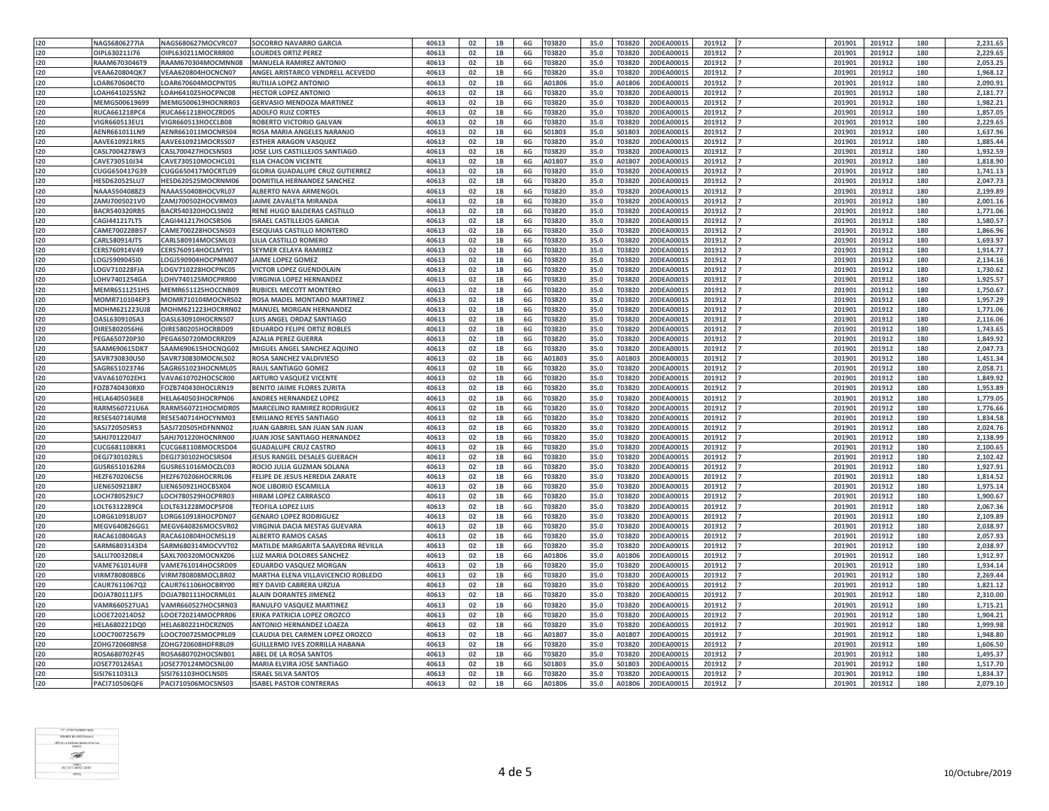| | | | | | | | | | | | | | | | | | | |
|---|---|---|---|---|---|---|---|---|---|---|---|---|---|---|---|---|---|---|
| I20 | NAGS6806277IA | NAGS680627MOCVRC07 | SOCORRO NAVARRO GARCIA | 40613 | 02 | 1B | 6G | T03820 | 35.0 | T03820 | 20DEA0001S | 201912 | 7 | | 201901 | 201912 | 180 | 2,231.65 |
| I20 | OIPL630211I76 | OIPL630211MOCRRR00 | LOURDES ORTIZ PEREZ | 40613 | 02 | 1B | 6G | T03820 | 35.0 | T03820 | 20DEA0001S | 201912 | 7 | | 201901 | 201912 | 180 | 2,229.65 |
| I20 | RAAM6703046T9 | RAAM670304MOCMNN08 | MANUELA RAMIREZ ANTONIO | 40613 | 02 | 1B | 6G | T03820 | 35.0 | T03820 | 20DEA0001S | 201912 | 7 | | 201901 | 201912 | 180 | 2,053.25 |
| I20 | VEAA620804QK7 | VEAA620804HOCNCN07 | ANGEL ARISTARCO VENDRELL ACEVEDO | 40613 | 02 | 1B | 6G | T03820 | 35.0 | T03820 | 20DEA0001S | 201912 | 7 | | 201901 | 201912 | 180 | 1,968.12 |
| I20 | LOAR670604CT0 | LOAR670604MOCPNT05 | RUTILIA LOPEZ ANTONIO | 40613 | 02 | 1B | 6G | A01806 | 35.0 | A01806 | 20DEA0001S | 201912 | 7 | | 201901 | 201912 | 180 | 2,090.91 |
| I20 | LOAH641025SN2 | LOAH641025HOCPNC08 | HECTOR LOPEZ ANTONIO | 40613 | 02 | 1B | 6G | T03820 | 35.0 | T03820 | 20DEA0001S | 201912 | 7 | | 201901 | 201912 | 180 | 2,181.77 |
| I20 | MEMG500619699 | MEMG500619HOCNRR03 | GERVASIO MENDOZA MARTINEZ | 40613 | 02 | 1B | 6G | T03820 | 35.0 | T03820 | 20DEA0001S | 201912 | 7 | | 201901 | 201912 | 180 | 1,982.21 |
| I20 | RUCA661218PC4 | RUCA661218HOCZRD05 | ADOLFO RUIZ CORTES | 40613 | 02 | 1B | 6G | T03820 | 35.0 | T03820 | 20DEA0001S | 201912 | 7 | | 201901 | 201912 | 180 | 1,857.05 |
| I20 | VIGR660513EU1 | VIGR660513HOCCLB08 | ROBERTO VICTORIO GALVAN | 40613 | 02 | 1B | 6G | T03820 | 35.0 | T03820 | 20DEA0001S | 201912 | 7 | | 201901 | 201912 | 180 | 2,229.65 |
| I20 | AENR661011LN9 | AENR661011MOCNRS04 | ROSA MARIA ANGELES NARANJO | 40613 | 02 | 1B | 6G | S01803 | 35.0 | S01803 | 20DEA0001S | 201912 | 7 | | 201901 | 201912 | 180 | 1,637.96 |
| I20 | AAVE610921RK5 | AAVE610921MOCRSS07 | ESTHER ARAGON VASQUEZ | 40613 | 02 | 1B | 6G | T03820 | 35.0 | T03820 | 20DEA0001S | 201912 | 7 | | 201901 | 201912 | 180 | 1,885.44 |
| I20 | CASL7004278W3 | CASL700427HOCSNS03 | JOSE LUIS CASTILLEJOS SANTIAGO | 40613 | 02 | 1B | 6G | T03820 | 35.0 | T03820 | 20DEA0001S | 201912 | 7 | | 201901 | 201912 | 180 | 1,932.59 |
| I20 | CAVE730510J34 | CAVE730510MOCHCL01 | ELIA CHACON VICENTE | 40613 | 02 | 1B | 6G | A01807 | 35.0 | A01807 | 20DEA0001S | 201912 | 7 | | 201901 | 201912 | 180 | 1,818.90 |
| I20 | CUGG650417G39 | CUGG650417MOCRTL09 | GLORIA GUADALUPE CRUZ GUTIERREZ | 40613 | 02 | 1B | 6G | T03820 | 35.0 | T03820 | 20DEA0001S | 201912 | 7 | | 201901 | 201912 | 180 | 1,741.13 |
| I20 | HESD620525LU7 | HESD620525MOCRNM06 | DOMITILA HERNANDEZ SANCHEZ | 40613 | 02 | 1B | 6G | T03820 | 35.0 | T03820 | 20DEA0001S | 201912 | 7 | | 201901 | 201912 | 180 | 2,047.73 |
| I20 | NAAA5504088Z3 | NAAA550408HOCVRL07 | ALBERTO NAVA ARMENGOL | 40613 | 02 | 1B | 6G | T03820 | 35.0 | T03820 | 20DEA0001S | 201912 | 7 | | 201901 | 201912 | 180 | 2,199.89 |
| I20 | ZAMJ7005021V0 | ZAMJ700502HOCVRM03 | JAIME ZAVALETA MIRANDA | 40613 | 02 | 1B | 6G | T03820 | 35.0 | T03820 | 20DEA0001S | 201912 | 7 | | 201901 | 201912 | 180 | 2,001.16 |
| I20 | BACR540320RB5 | BACR540320HOCLSN02 | RENE HUGO BALDERAS CASTILLO | 40613 | 02 | 1B | 6G | T03820 | 35.0 | T03820 | 20DEA0001S | 201912 | 7 | | 201901 | 201912 | 180 | 1,771.06 |
| I20 | CAGI441217LT5 | CAGI441217HOCSRS06 | ISRAEL CASTILLEJOS GARCIA | 40613 | 02 | 1B | 6G | T03820 | 35.0 | T03820 | 20DEA0001S | 201912 | 7 | | 201901 | 201912 | 180 | 1,580.57 |
| I20 | CAME700228B57 | CAME700228HOCSNS03 | ESEQUIAS CASTILLO MONTERO | 40613 | 02 | 1B | 6G | T03820 | 35.0 | T03820 | 20DEA0001S | 201912 | 7 | | 201901 | 201912 | 180 | 1,866.96 |
| I20 | CARL580914JT5 | CARL580914MOCSML03 | LILIA CASTILLO ROMERO | 40613 | 02 | 1B | 6G | T03820 | 35.0 | T03820 | 20DEA0001S | 201912 | 7 | | 201901 | 201912 | 180 | 1,693.97 |
| I20 | CERS760914V49 | CERS760914HOCLMY01 | SEYMER CELAYA RAMIREZ | 40613 | 02 | 1B | 6G | T03820 | 35.0 | T03820 | 20DEA0001S | 201912 | 7 | | 201901 | 201912 | 180 | 1,914.77 |
| I20 | LOGJ5909045I0 | LOGJ590904HOCPMM07 | JAIME LOPEZ GOMEZ | 40613 | 02 | 1B | 6G | T03820 | 35.0 | T03820 | 20DEA0001S | 201912 | 7 | | 201901 | 201912 | 180 | 2,134.16 |
| I20 | LOGV710228FJA | LOGV710228HOCPNC05 | VICTOR LOPEZ GUENDOLAIN | 40613 | 02 | 1B | 6G | T03820 | 35.0 | T03820 | 20DEA0001S | 201912 | 7 | | 201901 | 201912 | 180 | 1,730.62 |
| I20 | LOHV7401254GA | LOHV740125MOCPRR00 | VIRGINIA LOPEZ HERNANDEZ | 40613 | 02 | 1B | 6G | T03820 | 35.0 | T03820 | 20DEA0001S | 201912 | 7 | | 201901 | 201912 | 180 | 1,925.57 |
| I20 | MEMR6511251H5 | MEMR651125HOCCNB09 | RUBICEL MECOTT MONTERO | 40613 | 02 | 1B | 6G | T03820 | 35.0 | T03820 | 20DEA0001S | 201912 | 7 | | 201901 | 201912 | 180 | 1,750.67 |
| I20 | MOMR710104EP3 | MOMR710104MOCNRS02 | ROSA MADEL MONTADO MARTINEZ | 40613 | 02 | 1B | 6G | T03820 | 35.0 | T03820 | 20DEA0001S | 201912 | 7 | | 201901 | 201912 | 180 | 1,957.29 |
| I20 | MOHM621223UJ8 | MOHM621223HOCRRN02 | MANUEL MORGAN HERNANDEZ | 40613 | 02 | 1B | 6G | T03820 | 35.0 | T03820 | 20DEA0001S | 201912 | 7 | | 201901 | 201912 | 180 | 1,771.06 |
| I20 | OASL6309105A3 | OASL630910HOCRNS07 | LUIS ANGEL ORDAZ SANTIAGO | 40613 | 02 | 1B | 6G | T03820 | 35.0 | T03820 | 20DEA0001S | 201912 | 7 | | 201901 | 201912 | 180 | 2,116.06 |
| I20 | OIRE5802056H6 | OIRE580205HOCRBD09 | EDUARDO FELIPE ORTIZ ROBLES | 40613 | 02 | 1B | 6G | T03820 | 35.0 | T03820 | 20DEA0001S | 201912 | 7 | | 201901 | 201912 | 180 | 1,743.65 |
| I20 | PEGA650720P30 | PEGA650720MOCRRZ09 | AZALIA PEREZ GUERRA | 40613 | 02 | 1B | 6G | T03820 | 35.0 | T03820 | 20DEA0001S | 201912 | 7 | | 201901 | 201912 | 180 | 1,849.92 |
| I20 | SAAM690615DK7 | SAAM690615HOCNQG02 | MIGUEL ANGEL SANCHEZ AQUINO | 40613 | 02 | 1B | 6G | T03820 | 35.0 | T03820 | 20DEA0001S | 201912 | 7 | | 201901 | 201912 | 180 | 2,047.73 |
| I20 | SAVR730830US0 | SAVR730830MOCNLS02 | ROSA SANCHEZ VALDIVIESO | 40613 | 02 | 1B | 6G | A01803 | 35.0 | A01803 | 20DEA0001S | 201912 | 7 | | 201901 | 201912 | 180 | 1,451.34 |
| I20 | SAGR651023746 | SAGR651023HOCNML05 | RAUL SANTIAGO GOMEZ | 40613 | 02 | 1B | 6G | T03820 | 35.0 | T03820 | 20DEA0001S | 201912 | 7 | | 201901 | 201912 | 180 | 2,058.71 |
| I20 | VAVA610702EH1 | VAVA610702HOCSCR00 | ARTURO VASQUEZ VICENTE | 40613 | 02 | 1B | 6G | T03820 | 35.0 | T03820 | 20DEA0001S | 201912 | 7 | | 201901 | 201912 | 180 | 1,849.92 |
| I20 | FOZB740430RX0 | FOZB740430HOCLRN19 | BENITO JAIME FLORES ZURITA | 40613 | 02 | 1B | 6G | T03820 | 35.0 | T03820 | 20DEA0001S | 201912 | 7 | | 201901 | 201912 | 180 | 1,953.89 |
| I20 | HELA6405036E8 | HELA640503HOCRPN06 | ANDRES HERNANDEZ LOPEZ | 40613 | 02 | 1B | 6G | T03820 | 35.0 | T03820 | 20DEA0001S | 201912 | 7 | | 201901 | 201912 | 180 | 1,779.05 |
| I20 | RARM560721U6A | RARM560721HOCMDR05 | MARCELINO RAMIREZ RODRIGUEZ | 40613 | 02 | 1B | 6G | T03820 | 35.0 | T03820 | 20DEA0001S | 201912 | 7 | | 201901 | 201912 | 180 | 1,776.66 |
| I20 | RESE540714UM8 | RESE540714HOCYNM03 | EMILIANO REYES SANTIAGO | 40613 | 02 | 1B | 6G | T03820 | 35.0 | T03820 | 20DEA0001S | 201912 | 7 | | 201901 | 201912 | 180 | 1,834.58 |
| I20 | SASJ720505R53 | SASJ720505HDFNNN02 | JUAN GABRIEL SAN JUAN SAN JUAN | 40613 | 02 | 1B | 6G | T03820 | 35.0 | T03820 | 20DEA0001S | 201912 | 7 | | 201901 | 201912 | 180 | 2,024.76 |
| I20 | SAHJ7012204J7 | SAHJ701220HOCNRN00 | JUAN JOSE SANTIAGO HERNANDEZ | 40613 | 02 | 1B | 6G | T03820 | 35.0 | T03820 | 20DEA0001S | 201912 | 7 | | 201901 | 201912 | 180 | 2,138.99 |
| I20 | CUCG681108KR1 | CUCG681108MOCRSD04 | GUADALUPE CRUZ CASTRO | 40613 | 02 | 1B | 6G | T03820 | 35.0 | T03820 | 20DEA0001S | 201912 | 7 | | 201901 | 201912 | 180 | 2,100.65 |
| I20 | DEGJ730102RL5 | DEGJ730102HOCSRS04 | JESUS RANGEL DESALES GUERACH | 40613 | 02 | 1B | 6G | T03820 | 35.0 | T03820 | 20DEA0001S | 201912 | 7 | | 201901 | 201912 | 180 | 2,102.42 |
| I20 | GUSR6510162R4 | GUSR651016MOCZLC03 | ROCIO JULIA GUZMAN SOLANA | 40613 | 02 | 1B | 6G | T03820 | 35.0 | T03820 | 20DEA0001S | 201912 | 7 | | 201901 | 201912 | 180 | 1,927.91 |
| I20 | HEZF670206C56 | HEZF670206HOCRRL06 | FELIPE DE JESUS HEREDIA ZARATE | 40613 | 02 | 1B | 6G | T03820 | 35.0 | T03820 | 20DEA0001S | 201912 | 7 | | 201901 | 201912 | 180 | 1,814.52 |
| I20 | LIEN6509218R7 | LIEN650921HOCBSX04 | NOE LIBORIO ESCAMILLA | 40613 | 02 | 1B | 6G | T03820 | 35.0 | T03820 | 20DEA0001S | 201912 | 7 | | 201901 | 201912 | 180 | 1,975.14 |
| I20 | LOCH780529JC7 | LOCH780529HOCPRR03 | HIRAM LOPEZ CARRASCO | 40613 | 02 | 1B | 6G | T03820 | 35.0 | T03820 | 20DEA0001S | 201912 | 7 | | 201901 | 201912 | 180 | 1,900.67 |
| I20 | LOLT6312289C4 | LOLT631228MOCPSF08 | TEOFILA LOPEZ LUIS | 40613 | 02 | 1B | 6G | T03820 | 35.0 | T03820 | 20DEA0001S | 201912 | 7 | | 201901 | 201912 | 180 | 2,067.36 |
| I20 | LORG610918UD7 | LORG610918HOCPDN07 | GENARO LOPEZ RODRIGUEZ | 40613 | 02 | 1B | 6G | T03820 | 35.0 | T03820 | 20DEA0001S | 201912 | 7 | | 201901 | 201912 | 180 | 2,109.89 |
| I20 | MEGV640826GG1 | MEGV640826MOCSVR02 | VIRGINIA DACIA MESTAS GUEVARA | 40613 | 02 | 1B | 6G | T03820 | 35.0 | T03820 | 20DEA0001S | 201912 | 7 | | 201901 | 201912 | 180 | 2,038.97 |
| I20 | RACA610804GA3 | RACA610804HOCMSL19 | ALBERTO RAMOS CASAS | 40613 | 02 | 1B | 6G | T03820 | 35.0 | T03820 | 20DEA0001S | 201912 | 7 | | 201901 | 201912 | 180 | 2,057.93 |
| I20 | SARM6803143D4 | SARM680314MOCVVT02 | MATILDE MARGARITA SAAVEDRA REVILLA | 40613 | 02 | 1B | 6G | T03820 | 35.0 | T03820 | 20DEA0001S | 201912 | 7 | | 201901 | 201912 | 180 | 2,038.97 |
| I20 | SALU7003208L4 | SAXL700320MOCNXZ06 | LUZ MARIA DOLORES SANCHEZ | 40613 | 02 | 1B | 6G | A01806 | 35.0 | A01806 | 20DEA0001S | 201912 | 7 | | 201901 | 201912 | 180 | 1,912.97 |
| I20 | VAME761014UF8 | VAME761014HOCSRD09 | EDUARDO VASQUEZ MORGAN | 40613 | 02 | 1B | 6G | T03820 | 35.0 | T03820 | 20DEA0001S | 201912 | 7 | | 201901 | 201912 | 180 | 1,934.14 |
| I20 | VIRM780808BC6 | VIRM780808MOCLBR02 | MARTHA ELENA VILLAVICENCIO ROBLEDO | 40613 | 02 | 1B | 6G | T03820 | 35.0 | T03820 | 20DEA0001S | 201912 | 7 | | 201901 | 201912 | 180 | 2,269.44 |
| I20 | CAUR7611067Q2 | CAUR761106HOCBRY00 | REY DAVID CABRERA URZUA | 40613 | 02 | 1B | 6G | T03820 | 35.0 | T03820 | 20DEA0001S | 201912 | 7 | | 201901 | 201912 | 180 | 1,821.12 |
| I20 | DOJA780111JF5 | DOJA780111HOCRML01 | ALAIN DORANTES JIMENEZ | 40613 | 02 | 1B | 6G | T03820 | 35.0 | T03820 | 20DEA0001S | 201912 | 7 | | 201901 | 201912 | 180 | 2,310.00 |
| I20 | VAMR660527UA1 | VAMR660527HOCSRN03 | RANULFO VASQUEZ MARTINEZ | 40613 | 02 | 1B | 6G | T03820 | 35.0 | T03820 | 20DEA0001S | 201912 | 7 | | 201901 | 201912 | 180 | 1,715.21 |
| I20 | LOOE720214DS2 | LOOE720214MOCPRR06 | ERIKA PATRICIA LOPEZ OROZCO | 40613 | 02 | 1B | 6G | T03820 | 35.0 | T03820 | 20DEA0001S | 201912 | 7 | | 201901 | 201912 | 180 | 1,904.21 |
| I20 | HELA680221DQ0 | HELA680221HOCRZN05 | ANTONIO HERNANDEZ LOAEZA | 40613 | 02 | 1B | 6G | T03820 | 35.0 | T03820 | 20DEA0001S | 201912 | 7 | | 201901 | 201912 | 180 | 1,999.98 |
| I20 | LOOC700725679 | LOOC700725MOCPRL09 | CLAUDIA DEL CARMEN LOPEZ OROZCO | 40613 | 02 | 1B | 6G | A01807 | 35.0 | A01807 | 20DEA0001S | 201912 | 7 | | 201901 | 201912 | 180 | 1,948.80 |
| I20 | ZOHG720608NS8 | ZOHG720608HDFRBL09 | GUILLERMO IVES ZORRILLA HABANA | 40613 | 02 | 1B | 6G | T03820 | 35.0 | T03820 | 20DEA0001S | 201912 | 7 | | 201901 | 201912 | 180 | 1,606.50 |
| I20 | ROSA680702F45 | ROSA680702HOCSNB01 | ABEL DE LA ROSA SANTOS | 40613 | 02 | 1B | 6G | T03820 | 35.0 | T03820 | 20DEA0001S | 201912 | 7 | | 201901 | 201912 | 180 | 1,495.37 |
| I20 | JOSE770124SA1 | JOSE770124MOCSNL00 | MARIA ELVIRA JOSE SANTIAGO | 40613 | 02 | 1B | 6G | S01803 | 35.0 | S01803 | 20DEA0001S | 201912 | 7 | | 201901 | 201912 | 180 | 1,517.70 |
| I20 | SISI7611031L3 | SISI761103HOCLNS05 | ISRAEL SILVA SANTOS | 40613 | 02 | 1B | 6G | T03820 | 35.0 | T03820 | 20DEA0001S | 201912 | 7 | | 201901 | 201912 | 180 | 1,834.37 |
| I20 | PACI710506QF6 | PACI710506MOCSNS03 | ISABEL PASTOR CONTRERAS | 40613 | 02 | 1B | 6G | A01806 | 35.0 | A01806 | 20DEA0001S | 201912 | 7 | | 201901 | 201912 | 180 | 2,079.10 |

10/Octubre/2019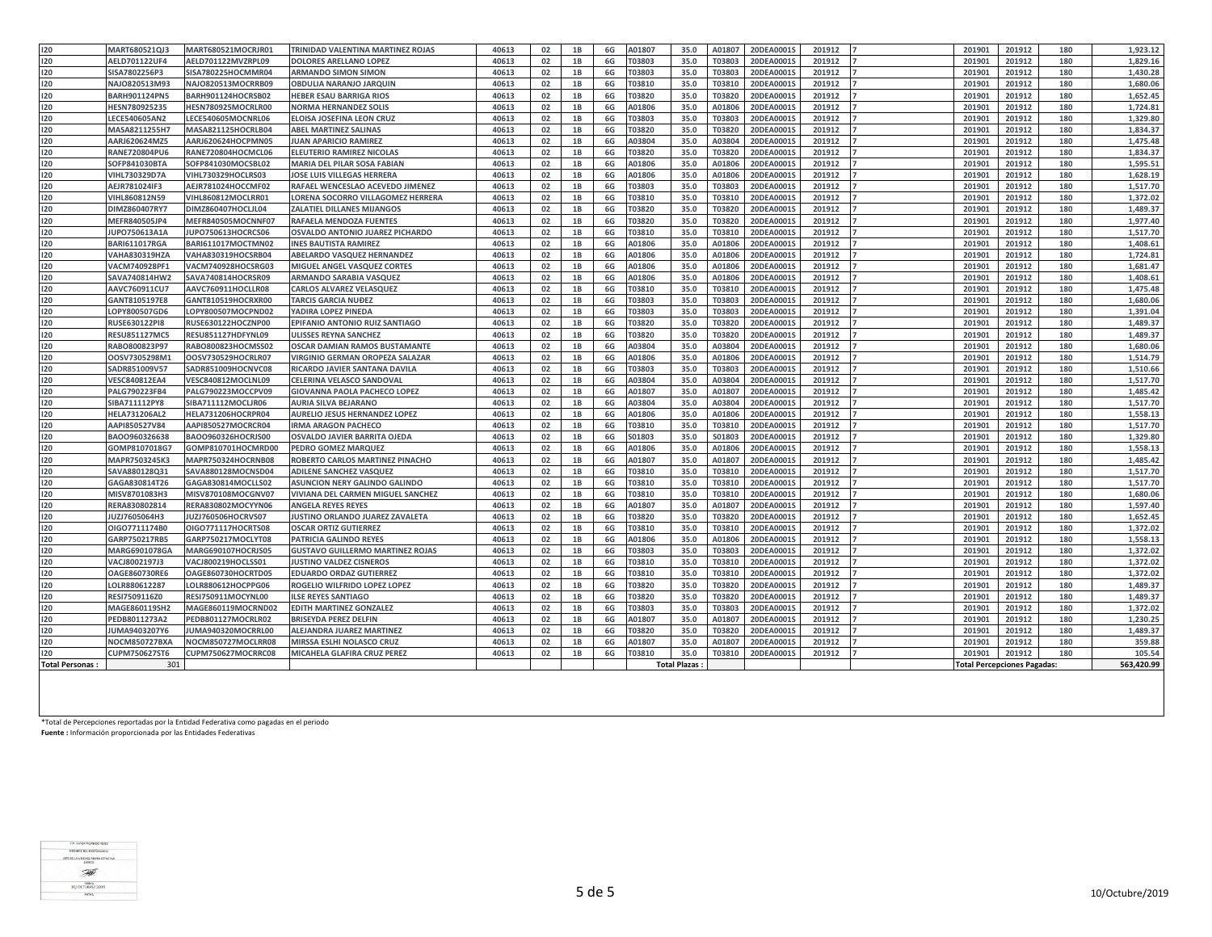| | | | | | | | | | | | | | | | | | | |
|---|---|---|---|---|---|---|---|---|---|---|---|---|---|---|---|---|---|---|
| I20 | MART680521QJ3 | MART680521MOCRJR01 | TRINIDAD VALENTINA MARTINEZ ROJAS | 40613 | 02 | 1B | 6G | A01807 | 35.0 | A01807 | 20DEA0001S | 201912 | 7 | | 201901 | 201912 | 180 | 1,923.12 |
| I20 | AELD701122UF4 | AELD701122MVZRPL09 | DOLORES ARELLANO LOPEZ | 40613 | 02 | 1B | 6G | T03803 | 35.0 | T03803 | 20DEA0001S | 201912 | 7 | | 201901 | 201912 | 180 | 1,829.16 |
| I20 | SISA7802256P3 | SISA780225HOCMMR04 | ARMANDO SIMON SIMON | 40613 | 02 | 1B | 6G | T03803 | 35.0 | T03803 | 20DEA0001S | 201912 | 7 | | 201901 | 201912 | 180 | 1,430.28 |
| I20 | NAJO820513M93 | NAJO820513MOCRRB09 | OBDULIA NARANJO JARQUIN | 40613 | 02 | 1B | 6G | T03810 | 35.0 | T03810 | 20DEA0001S | 201912 | 7 | | 201901 | 201912 | 180 | 1,680.06 |
| I20 | BARH901124PN5 | BARH901124HOCRSB02 | HEBER ESAU BARRIGA RIOS | 40613 | 02 | 1B | 6G | T03820 | 35.0 | T03820 | 20DEA0001S | 201912 | 7 | | 201901 | 201912 | 180 | 1,652.45 |
| I20 | HESN780925235 | HESN780925MOCRLR00 | NORMA HERNANDEZ SOLIS | 40613 | 02 | 1B | 6G | A01806 | 35.0 | A01806 | 20DEA0001S | 201912 | 7 | | 201901 | 201912 | 180 | 1,724.81 |
| I20 | LECE540605AN2 | LECE540605MOCNRL06 | ELOISA JOSEFINA LEON CRUZ | 40613 | 02 | 1B | 6G | T03803 | 35.0 | T03803 | 20DEA0001S | 201912 | 7 | | 201901 | 201912 | 180 | 1,329.80 |
| I20 | MASA8211255H7 | MASA821125HOCRLB04 | ABEL MARTINEZ SALINAS | 40613 | 02 | 1B | 6G | T03820 | 35.0 | T03820 | 20DEA0001S | 201912 | 7 | | 201901 | 201912 | 180 | 1,834.37 |
| I20 | AARJ620624MZ5 | AARJ620624HOCPMN05 | JUAN APARICIO RAMIREZ | 40613 | 02 | 1B | 6G | A03804 | 35.0 | A03804 | 20DEA0001S | 201912 | 7 | | 201901 | 201912 | 180 | 1,475.48 |
| I20 | RANE720804PU6 | RANE720804HOCMCL06 | ELEUTERIO RAMIREZ NICOLAS | 40613 | 02 | 1B | 6G | T03820 | 35.0 | T03820 | 20DEA0001S | 201912 | 7 | | 201901 | 201912 | 180 | 1,834.37 |
| I20 | SOFP841030BTA | SOFP841030MOCSBL02 | MARIA DEL PILAR SOSA FABIAN | 40613 | 02 | 1B | 6G | A01806 | 35.0 | A01806 | 20DEA0001S | 201912 | 7 | | 201901 | 201912 | 180 | 1,595.51 |
| I20 | VIHL730329D7A | VIHL730329HOCLRS03 | JOSE LUIS VILLEGAS HERRERA | 40613 | 02 | 1B | 6G | A01806 | 35.0 | A01806 | 20DEA0001S | 201912 | 7 | | 201901 | 201912 | 180 | 1,628.19 |
| I20 | AEJR781024IF3 | AEJR781024HOCCMF02 | RAFAEL WENCESLAO ACEVEDO JIMENEZ | 40613 | 02 | 1B | 6G | T03803 | 35.0 | T03803 | 20DEA0001S | 201912 | 7 | | 201901 | 201912 | 180 | 1,517.70 |
| I20 | VIHL860812N59 | VIHL860812MOCLRR01 | LORENA SOCORRO VILLAGOMEZ HERRERA | 40613 | 02 | 1B | 6G | T03810 | 35.0 | T03810 | 20DEA0001S | 201912 | 7 | | 201901 | 201912 | 180 | 1,372.02 |
| I20 | DIMZ860407RY7 | DIMZ860407HOCLJL04 | ZALATIEL DILLANES MIJANGOS | 40613 | 02 | 1B | 6G | T03820 | 35.0 | T03820 | 20DEA0001S | 201912 | 7 | | 201901 | 201912 | 180 | 1,489.37 |
| I20 | MEFR840505JP4 | MEFR840505MOCNNF07 | RAFAELA MENDOZA FUENTES | 40613 | 02 | 1B | 6G | T03820 | 35.0 | T03820 | 20DEA0001S | 201912 | 7 | | 201901 | 201912 | 180 | 1,977.40 |
| I20 | JUPO750613A1A | JUPO750613HOCRCS06 | OSVALDO ANTONIO JUAREZ PICHARDO | 40613 | 02 | 1B | 6G | T03810 | 35.0 | T03810 | 20DEA0001S | 201912 | 7 | | 201901 | 201912 | 180 | 1,517.70 |
| I20 | BARI611017RGA | BARI611017MOCTMN02 | INES BAUTISTA RAMIREZ | 40613 | 02 | 1B | 6G | A01806 | 35.0 | A01806 | 20DEA0001S | 201912 | 7 | | 201901 | 201912 | 180 | 1,408.61 |
| I20 | VAHA830319HZA | VAHA830319HOCSRB04 | ABELARDO VASQUEZ HERNANDEZ | 40613 | 02 | 1B | 6G | A01806 | 35.0 | A01806 | 20DEA0001S | 201912 | 7 | | 201901 | 201912 | 180 | 1,724.81 |
| I20 | VACM740928PF1 | VACM740928HOCSRG03 | MIGUEL ANGEL VASQUEZ CORTES | 40613 | 02 | 1B | 6G | A01806 | 35.0 | A01806 | 20DEA0001S | 201912 | 7 | | 201901 | 201912 | 180 | 1,681.47 |
| I20 | SAVA740814HW2 | SAVA740814HOCRSR09 | ARMANDO SARABIA VASQUEZ | 40613 | 02 | 1B | 6G | A01806 | 35.0 | A01806 | 20DEA0001S | 201912 | 7 | | 201901 | 201912 | 180 | 1,408.61 |
| I20 | AAVC760911CU7 | AAVC760911HOCLLR08 | CARLOS ALVAREZ VELASQUEZ | 40613 | 02 | 1B | 6G | T03810 | 35.0 | T03810 | 20DEA0001S | 201912 | 7 | | 201901 | 201912 | 180 | 1,475.48 |
| I20 | GANT8105197E8 | GANT810519HOCRXR00 | TARCIS GARCIA NUÑEZ | 40613 | 02 | 1B | 6G | T03803 | 35.0 | T03803 | 20DEA0001S | 201912 | 7 | | 201901 | 201912 | 180 | 1,680.06 |
| I20 | LOPY800507GD6 | LOPY800507MOCPND02 | YADIRA LOPEZ PINEDA | 40613 | 02 | 1B | 6G | T03803 | 35.0 | T03803 | 20DEA0001S | 201912 | 7 | | 201901 | 201912 | 180 | 1,391.04 |
| I20 | RUSE630122PI8 | RUSE630122HOCZNP00 | EPIFANIO ANTONIO RUIZ SANTIAGO | 40613 | 02 | 1B | 6G | T03820 | 35.0 | T03820 | 20DEA0001S | 201912 | 7 | | 201901 | 201912 | 180 | 1,489.37 |
| I20 | RESU851127MC5 | RESU851127HDFYNL09 | ULISSES REYNA SANCHEZ | 40613 | 02 | 1B | 6G | T03820 | 35.0 | T03820 | 20DEA0001S | 201912 | 7 | | 201901 | 201912 | 180 | 1,489.37 |
| I20 | RABO800823P97 | RABO800823HOCMSS02 | OSCAR DAMIAN RAMOS BUSTAMANTE | 40613 | 02 | 1B | 6G | A03804 | 35.0 | A03804 | 20DEA0001S | 201912 | 7 | | 201901 | 201912 | 180 | 1,680.06 |
| I20 | OOSV7305298M1 | OOSV730529HOCRLR07 | VIRGINIO GERMAN OROPEZA SALAZAR | 40613 | 02 | 1B | 6G | A01806 | 35.0 | A01806 | 20DEA0001S | 201912 | 7 | | 201901 | 201912 | 180 | 1,514.79 |
| I20 | SADR851009V57 | SADR851009HOCNVC08 | RICARDO JAVIER SANTANA DAVILA | 40613 | 02 | 1B | 6G | T03803 | 35.0 | T03803 | 20DEA0001S | 201912 | 7 | | 201901 | 201912 | 180 | 1,510.66 |
| I20 | VESC840812EA4 | VESC840812MOCLNL09 | CELERINA VELASCO SANDOVAL | 40613 | 02 | 1B | 6G | A03804 | 35.0 | A03804 | 20DEA0001S | 201912 | 7 | | 201901 | 201912 | 180 | 1,517.70 |
| I20 | PALG790223FB4 | PALG790223MOCCPV09 | GIOVANNA PAOLA PACHECO LOPEZ | 40613 | 02 | 1B | 6G | A01807 | 35.0 | A01807 | 20DEA0001S | 201912 | 7 | | 201901 | 201912 | 180 | 1,485.42 |
| I20 | SIBA711112PY8 | SIBA711112MOCLJR06 | AURIA SILVA BEJARANO | 40613 | 02 | 1B | 6G | A03804 | 35.0 | A03804 | 20DEA0001S | 201912 | 7 | | 201901 | 201912 | 180 | 1,517.70 |
| I20 | HELA731206AL2 | HELA731206HOCRPR04 | AURELIO JESUS HERNANDEZ LOPEZ | 40613 | 02 | 1B | 6G | A01806 | 35.0 | A01806 | 20DEA0001S | 201912 | 7 | | 201901 | 201912 | 180 | 1,558.13 |
| I20 | AAPI850527V84 | AAPI850527MOCRCR04 | IRMA ARAGON PACHECO | 40613 | 02 | 1B | 6G | T03810 | 35.0 | T03810 | 20DEA0001S | 201912 | 7 | | 201901 | 201912 | 180 | 1,517.70 |
| I20 | BAOO960326638 | BAOO960326HOCRJS00 | OSVALDO JAVIER BARRITA OJEDA | 40613 | 02 | 1B | 6G | S01803 | 35.0 | S01803 | 20DEA0001S | 201912 | 7 | | 201901 | 201912 | 180 | 1,329.80 |
| I20 | GOMP8107018G7 | GOMP810701HOCMRD00 | PEDRO GOMEZ MARQUEZ | 40613 | 02 | 1B | 6G | A01806 | 35.0 | A01806 | 20DEA0001S | 201912 | 7 | | 201901 | 201912 | 180 | 1,558.13 |
| I20 | MAPR7503245K3 | MAPR750324HOCRNB08 | ROBERTO CARLOS MARTINEZ PINACHO | 40613 | 02 | 1B | 6G | A01807 | 35.0 | A01807 | 20DEA0001S | 201912 | 7 | | 201901 | 201912 | 180 | 1,485.42 |
| I20 | SAVA880128Q31 | SAVA880128MOCNSD04 | ADILENE SANCHEZ VASQUEZ | 40613 | 02 | 1B | 6G | T03810 | 35.0 | T03810 | 20DEA0001S | 201912 | 7 | | 201901 | 201912 | 180 | 1,517.70 |
| I20 | GAGA830814T26 | GAGA830814MOCLLS02 | ASUNCION NERY GALINDO GALINDO | 40613 | 02 | 1B | 6G | T03810 | 35.0 | T03810 | 20DEA0001S | 201912 | 7 | | 201901 | 201912 | 180 | 1,517.70 |
| I20 | MISV8701083H3 | MISV870108MOCGNV07 | VIVIANA DEL CARMEN MIGUEL SANCHEZ | 40613 | 02 | 1B | 6G | T03810 | 35.0 | T03810 | 20DEA0001S | 201912 | 7 | | 201901 | 201912 | 180 | 1,680.06 |
| I20 | RERA830802814 | RERA830802MOCYYN06 | ANGELA REYES REYES | 40613 | 02 | 1B | 6G | A01807 | 35.0 | A01807 | 20DEA0001S | 201912 | 7 | | 201901 | 201912 | 180 | 1,597.40 |
| I20 | JUZJ7605064H3 | JUZJ760506HOCRVS07 | JUSTINO ORLANDO JUAREZ ZAVALETA | 40613 | 02 | 1B | 6G | T03820 | 35.0 | T03820 | 20DEA0001S | 201912 | 7 | | 201901 | 201912 | 180 | 1,652.45 |
| I20 | OIGO7711174B0 | OIGO771117HOCRTS08 | OSCAR ORTIZ GUTIERREZ | 40613 | 02 | 1B | 6G | T03810 | 35.0 | T03810 | 20DEA0001S | 201912 | 7 | | 201901 | 201912 | 180 | 1,372.02 |
| I20 | GARP750217RB5 | GARP750217MOCLYT08 | PATRICIA GALINDO REYES | 40613 | 02 | 1B | 6G | A01806 | 35.0 | A01806 | 20DEA0001S | 201912 | 7 | | 201901 | 201912 | 180 | 1,558.13 |
| I20 | MARG6901078GA | MARG690107HOCRJS05 | GUSTAVO GUILLERMO MARTINEZ ROJAS | 40613 | 02 | 1B | 6G | T03803 | 35.0 | T03803 | 20DEA0001S | 201912 | 7 | | 201901 | 201912 | 180 | 1,372.02 |
| I20 | VACJ8002197J3 | VACJ800219HOCLSS01 | JUSTINO VALDEZ CISNEROS | 40613 | 02 | 1B | 6G | T03810 | 35.0 | T03810 | 20DEA0001S | 201912 | 7 | | 201901 | 201912 | 180 | 1,372.02 |
| I20 | OAGE860730RE6 | OAGE860730HOCRTD05 | EDUARDO ORDAZ GUTIERREZ | 40613 | 02 | 1B | 6G | T03810 | 35.0 | T03810 | 20DEA0001S | 201912 | 7 | | 201901 | 201912 | 180 | 1,372.02 |
| I20 | LOLR880612287 | LOLR880612HOCPPG06 | ROGELIO WILFRIDO LOPEZ LOPEZ | 40613 | 02 | 1B | 6G | T03820 | 35.0 | T03820 | 20DEA0001S | 201912 | 7 | | 201901 | 201912 | 180 | 1,489.37 |
| I20 | RESI7509116Z0 | RESI750911MOCYNL00 | ILSE REYES SANTIAGO | 40613 | 02 | 1B | 6G | T03820 | 35.0 | T03820 | 20DEA0001S | 201912 | 7 | | 201901 | 201912 | 180 | 1,489.37 |
| I20 | MAGE860119SH2 | MAGE860119MOCRND02 | EDITH MARTINEZ GONZALEZ | 40613 | 02 | 1B | 6G | T03803 | 35.0 | T03803 | 20DEA0001S | 201912 | 7 | | 201901 | 201912 | 180 | 1,372.02 |
| I20 | PEDB8011273A2 | PEDB801127MOCRLR02 | BRISEYDA PEREZ DELFIN | 40613 | 02 | 1B | 6G | A01807 | 35.0 | A01807 | 20DEA0001S | 201912 | 7 | | 201901 | 201912 | 180 | 1,230.25 |
| I20 | JUMA9403207Y6 | JUMA940320MOCRRL00 | ALEJANDRA JUAREZ MARTINEZ | 40613 | 02 | 1B | 6G | T03820 | 35.0 | T03820 | 20DEA0001S | 201912 | 7 | | 201901 | 201912 | 180 | 1,489.37 |
| I20 | NOCM850727BXA | NOCM850727MOCLRR08 | MIRSSA ESLHI NOLASCO CRUZ | 40613 | 02 | 1B | 6G | A01807 | 35.0 | A01807 | 20DEA0001S | 201912 | 7 | | 201901 | 201912 | 180 | 359.88 |
| I20 | CUPM750627ST6 | CUPM750627MOCRRC08 | MICAELA GLAFIRA CRUZ PEREZ | 40613 | 02 | 1B | 6G | T03810 | 35.0 | T03810 | 20DEA0001S | 201912 | 7 | | 201901 | 201912 | 180 | 105.54 |
| **Total Personas :** | 301 | | | | | | | | **Total Plazas :** | | | | | | **Total Percepciones Pagadas:** | | | 563,420.99 |

*Total de Percepciones reportadas por la Entidad Federativa como pagadas en el periodo

**Fuente :** Información proporcionada por las Entidades Federativas

10/Octubre/2019